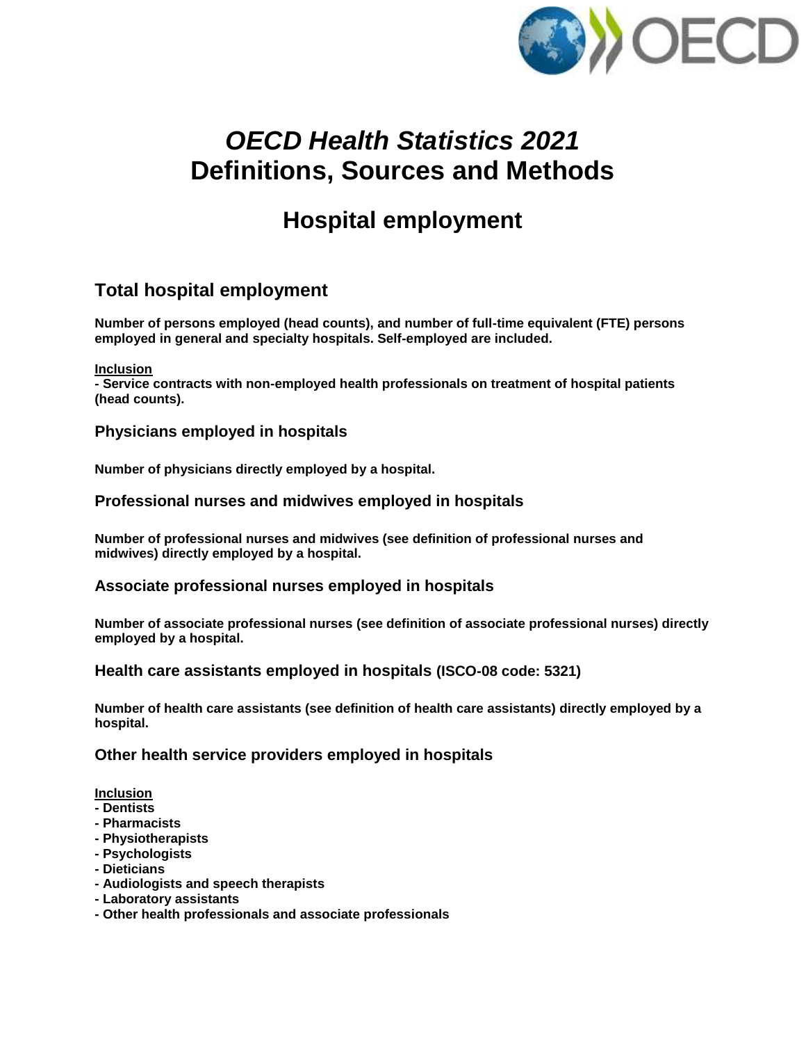# *OECD Health Statistics 2021*
# Definitions, Sources and Methods

## Hospital employment

### Total hospital employment

**Number of persons employed (head counts), and number of full-time equivalent (FTE) persons employed in general and specialty hospitals. Self-employed are included.**

**Inclusion**
**- Service contracts with non-employed health professionals on treatment of hospital patients (head counts).**

### Physicians employed in hospitals

**Number of physicians directly employed by a hospital.**

### Professional nurses and midwives employed in hospitals

**Number of professional nurses and midwives (see definition of professional nurses and midwives) directly employed by a hospital.**

### Associate professional nurses employed in hospitals

**Number of associate professional nurses (see definition of associate professional nurses) directly employed by a hospital.**

### Health care assistants employed in hospitals (ISCO-08 code: 5321)

**Number of health care assistants (see definition of health care assistants) directly employed by a hospital.**

### Other health service providers employed in hospitals

**Inclusion**
- **Dentists**
- **Pharmacists**
- **Physiotherapists**
- **Psychologists**
- **Dieticians**
- **Audiologists and speech therapists**
- **Laboratory assistants**
- **Other health professionals and associate professionals**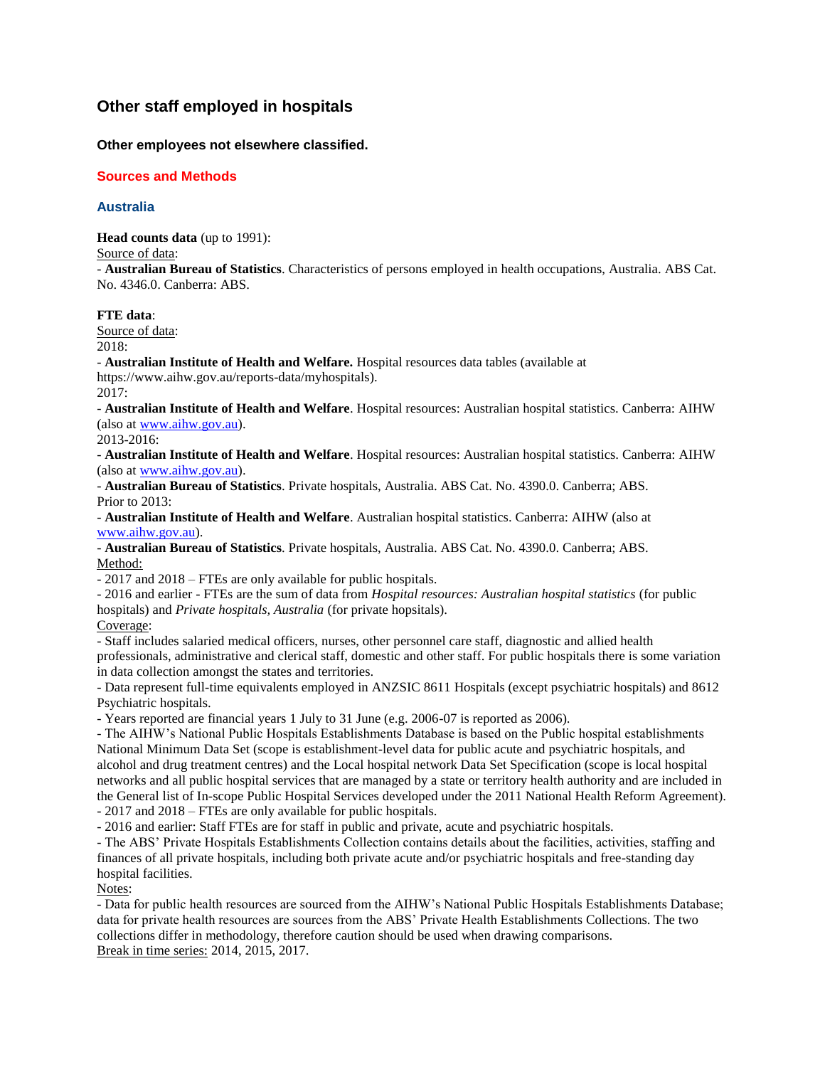# Other staff employed in hospitals

### Other employees not elsewhere classified.

## Sources and Methods

### Australia

**Head counts data** (up to 1991):
Source of data:
- **Australian Bureau of Statistics**. Characteristics of persons employed in health occupations, Australia. ABS Cat. No. 4346.0. Canberra: ABS.

**FTE data**:
Source of data:
2018:
- **Australian Institute of Health and Welfare.** Hospital resources data tables (available at https://www.aihw.gov.au/reports-data/myhospitals).
2017:
- **Australian Institute of Health and Welfare**. Hospital resources: Australian hospital statistics. Canberra: AIHW (also at www.aihw.gov.au).
2013-2016:
- **Australian Institute of Health and Welfare**. Hospital resources: Australian hospital statistics. Canberra: AIHW (also at www.aihw.gov.au).
- **Australian Bureau of Statistics**. Private hospitals, Australia. ABS Cat. No. 4390.0. Canberra; ABS.
Prior to 2013:
- **Australian Institute of Health and Welfare**. Australian hospital statistics. Canberra: AIHW (also at www.aihw.gov.au).
- **Australian Bureau of Statistics**. Private hospitals, Australia. ABS Cat. No. 4390.0. Canberra; ABS.
Method:
- 2017 and 2018 – FTEs are only available for public hospitals.
- 2016 and earlier - FTEs are the sum of data from *Hospital resources: Australian hospital statistics* (for public hospitals) and *Private hospitals, Australia* (for private hopsitals).
Coverage:
- Staff includes salaried medical officers, nurses, other personnel care staff, diagnostic and allied health professionals, administrative and clerical staff, domestic and other staff. For public hospitals there is some variation in data collection amongst the states and territories.
- Data represent full-time equivalents employed in ANZSIC 8611 Hospitals (except psychiatric hospitals) and 8612 Psychiatric hospitals.
- Years reported are financial years 1 July to 31 June (e.g. 2006-07 is reported as 2006).
- The AIHW's National Public Hospitals Establishments Database is based on the Public hospital establishments National Minimum Data Set (scope is establishment-level data for public acute and psychiatric hospitals, and alcohol and drug treatment centres) and the Local hospital network Data Set Specification (scope is local hospital networks and all public hospital services that are managed by a state or territory health authority and are included in the General list of In-scope Public Hospital Services developed under the 2011 National Health Reform Agreement).
- 2017 and 2018 – FTEs are only available for public hospitals.
- 2016 and earlier: Staff FTEs are for staff in public and private, acute and psychiatric hospitals.
- The ABS' Private Hospitals Establishments Collection contains details about the facilities, activities, staffing and finances of all private hospitals, including both private acute and/or psychiatric hospitals and free-standing day hospital facilities.
Notes:
- Data for public health resources are sourced from the AIHW's National Public Hospitals Establishments Database; data for private health resources are sources from the ABS' Private Health Establishments Collections. The two collections differ in methodology, therefore caution should be used when drawing comparisons.
Break in time series: 2014, 2015, 2017.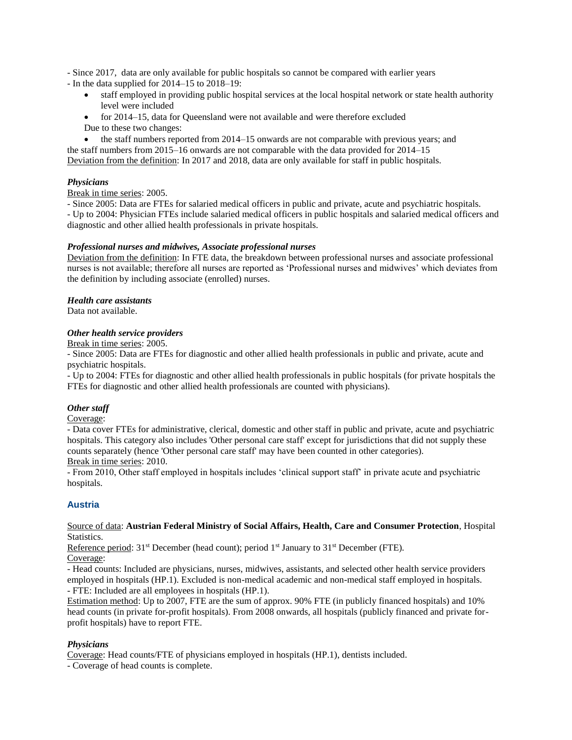- Since 2017, data are only available for public hospitals so cannot be compared with earlier years
- In the data supplied for 2014–15 to 2018–19:

  - staff employed in providing public hospital services at the local hospital network or state health authority level were included
  - for 2014–15, data for Queensland were not available and were therefore excluded

  Due to these two changes:

  - the staff numbers reported from 2014–15 onwards are not comparable with previous years; and

the staff numbers from 2015–16 onwards are not comparable with the data provided for 2014–15
Deviation from the definition: In 2017 and 2018, data are only available for staff in public hospitals.

***Physicians***

Break in time series: 2005.
- Since 2005: Data are FTEs for salaried medical officers in public and private, acute and psychiatric hospitals.
- Up to 2004: Physician FTEs include salaried medical officers in public hospitals and salaried medical officers and diagnostic and other allied health professionals in private hospitals.

***Professional nurses and midwives, Associate professional nurses***

Deviation from the definition: In FTE data, the breakdown between professional nurses and associate professional nurses is not available; therefore all nurses are reported as 'Professional nurses and midwives' which deviates from the definition by including associate (enrolled) nurses.

***Health care assistants***

Data not available.

***Other health service providers***

Break in time series: 2005.
- Since 2005: Data are FTEs for diagnostic and other allied health professionals in public and private, acute and psychiatric hospitals.
- Up to 2004: FTEs for diagnostic and other allied health professionals in public hospitals (for private hospitals the FTEs for diagnostic and other allied health professionals are counted with physicians).

***Other staff***

Coverage:
- Data cover FTEs for administrative, clerical, domestic and other staff in public and private, acute and psychiatric hospitals. This category also includes 'Other personal care staff' except for jurisdictions that did not supply these counts separately (hence 'Other personal care staff' may have been counted in other categories).
Break in time series: 2010.
- From 2010, Other staff employed in hospitals includes 'clinical support staff' in private acute and psychiatric hospitals.

## Austria

Source of data: **Austrian Federal Ministry of Social Affairs, Health, Care and Consumer Protection**, Hospital Statistics.
Reference period: 31st December (head count); period 1st January to 31st December (FTE).
Coverage:
- Head counts: Included are physicians, nurses, midwives, assistants, and selected other health service providers employed in hospitals (HP.1). Excluded is non-medical academic and non-medical staff employed in hospitals.
- FTE: Included are all employees in hospitals (HP.1).
Estimation method: Up to 2007, FTE are the sum of approx. 90% FTE (in publicly financed hospitals) and 10% head counts (in private for-profit hospitals). From 2008 onwards, all hospitals (publicly financed and private for-profit hospitals) have to report FTE.

***Physicians***

Coverage: Head counts/FTE of physicians employed in hospitals (HP.1), dentists included.
- Coverage of head counts is complete.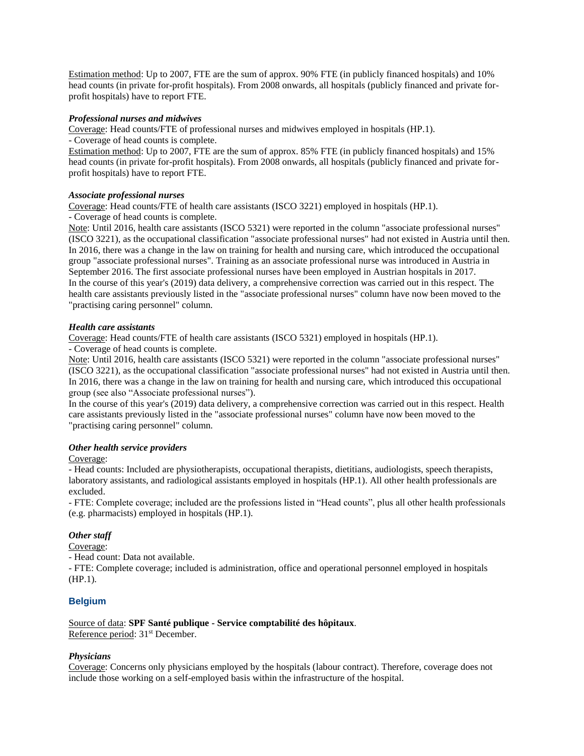Estimation method: Up to 2007, FTE are the sum of approx. 90% FTE (in publicly financed hospitals) and 10% head counts (in private for-profit hospitals). From 2008 onwards, all hospitals (publicly financed and private for-profit hospitals) have to report FTE.

***Professional nurses and midwives***

Coverage: Head counts/FTE of professional nurses and midwives employed in hospitals (HP.1).

- Coverage of head counts is complete.

Estimation method: Up to 2007, FTE are the sum of approx. 85% FTE (in publicly financed hospitals) and 15% head counts (in private for-profit hospitals). From 2008 onwards, all hospitals (publicly financed and private for-profit hospitals) have to report FTE.

***Associate professional nurses***

Coverage: Head counts/FTE of health care assistants (ISCO 3221) employed in hospitals (HP.1).

- Coverage of head counts is complete.

Note: Until 2016, health care assistants (ISCO 5321) were reported in the column "associate professional nurses" (ISCO 3221), as the occupational classification "associate professional nurses" had not existed in Austria until then. In 2016, there was a change in the law on training for health and nursing care, which introduced the occupational group "associate professional nurses". Training as an associate professional nurse was introduced in Austria in September 2016. The first associate professional nurses have been employed in Austrian hospitals in 2017.
In the course of this year's (2019) data delivery, a comprehensive correction was carried out in this respect. The health care assistants previously listed in the "associate professional nurses" column have now been moved to the "practising caring personnel" column.

***Health care assistants***

Coverage: Head counts/FTE of health care assistants (ISCO 5321) employed in hospitals (HP.1).

- Coverage of head counts is complete.

Note: Until 2016, health care assistants (ISCO 5321) were reported in the column "associate professional nurses" (ISCO 3221), as the occupational classification "associate professional nurses" had not existed in Austria until then. In 2016, there was a change in the law on training for health and nursing care, which introduced this occupational group (see also "Associate professional nurses").
In the course of this year's (2019) data delivery, a comprehensive correction was carried out in this respect. Health care assistants previously listed in the "associate professional nurses" column have now been moved to the "practising caring personnel" column.

***Other health service providers***

Coverage:

- Head counts: Included are physiotherapists, occupational therapists, dietitians, audiologists, speech therapists, laboratory assistants, and radiological assistants employed in hospitals (HP.1). All other health professionals are excluded.
- FTE: Complete coverage; included are the professions listed in "Head counts", plus all other health professionals (e.g. pharmacists) employed in hospitals (HP.1).

***Other staff***

Coverage:

- Head count: Data not available.
- FTE: Complete coverage; included is administration, office and operational personnel employed in hospitals (HP.1).

## Belgium

Source of data: **SPF Santé publique - Service comptabilité des hôpitaux**.
Reference period: 31st December.

***Physicians***

Coverage: Concerns only physicians employed by the hospitals (labour contract). Therefore, coverage does not include those working on a self-employed basis within the infrastructure of the hospital.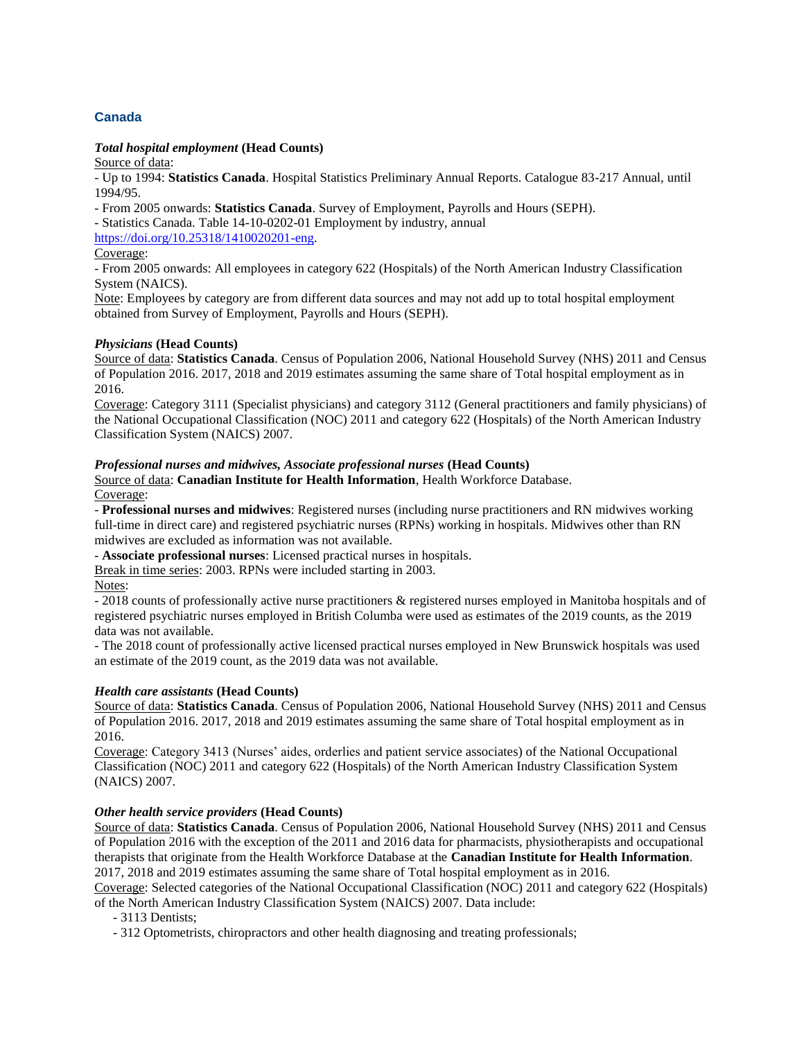## Canada

***Total hospital employment*** **(Head Counts)**

Source of data:

- Up to 1994: **Statistics Canada**. Hospital Statistics Preliminary Annual Reports. Catalogue 83-217 Annual, until 1994/95.
- From 2005 onwards: **Statistics Canada**. Survey of Employment, Payrolls and Hours (SEPH).
- Statistics Canada. Table 14-10-0202-01 Employment by industry, annual https://doi.org/10.25318/1410020201-eng.

Coverage:

- From 2005 onwards: All employees in category 622 (Hospitals) of the North American Industry Classification System (NAICS).

Note: Employees by category are from different data sources and may not add up to total hospital employment obtained from Survey of Employment, Payrolls and Hours (SEPH).

***Physicians*** **(Head Counts)**

Source of data: **Statistics Canada**. Census of Population 2006, National Household Survey (NHS) 2011 and Census of Population 2016. 2017, 2018 and 2019 estimates assuming the same share of Total hospital employment as in 2016.

Coverage: Category 3111 (Specialist physicians) and category 3112 (General practitioners and family physicians) of the National Occupational Classification (NOC) 2011 and category 622 (Hospitals) of the North American Industry Classification System (NAICS) 2007.

***Professional nurses and midwives, Associate professional nurses*** **(Head Counts)**

Source of data: **Canadian Institute for Health Information**, Health Workforce Database.

Coverage:

- **Professional nurses and midwives**: Registered nurses (including nurse practitioners and RN midwives working full-time in direct care) and registered psychiatric nurses (RPNs) working in hospitals. Midwives other than RN midwives are excluded as information was not available.
- **Associate professional nurses**: Licensed practical nurses in hospitals.

Break in time series: 2003. RPNs were included starting in 2003.

Notes:

- 2018 counts of professionally active nurse practitioners & registered nurses employed in Manitoba hospitals and of registered psychiatric nurses employed in British Columba were used as estimates of the 2019 counts, as the 2019 data was not available.
- The 2018 count of professionally active licensed practical nurses employed in New Brunswick hospitals was used an estimate of the 2019 count, as the 2019 data was not available.

***Health care assistants*** **(Head Counts)**

Source of data: **Statistics Canada**. Census of Population 2006, National Household Survey (NHS) 2011 and Census of Population 2016. 2017, 2018 and 2019 estimates assuming the same share of Total hospital employment as in 2016.

Coverage: Category 3413 (Nurses' aides, orderlies and patient service associates) of the National Occupational Classification (NOC) 2011 and category 622 (Hospitals) of the North American Industry Classification System (NAICS) 2007.

***Other health service providers*** **(Head Counts)**

Source of data: **Statistics Canada**. Census of Population 2006, National Household Survey (NHS) 2011 and Census of Population 2016 with the exception of the 2011 and 2016 data for pharmacists, physiotherapists and occupational therapists that originate from the Health Workforce Database at the **Canadian Institute for Health Information**. 2017, 2018 and 2019 estimates assuming the same share of Total hospital employment as in 2016.

Coverage: Selected categories of the National Occupational Classification (NOC) 2011 and category 622 (Hospitals) of the North American Industry Classification System (NAICS) 2007. Data include:

- 3113 Dentists;
- 312 Optometrists, chiropractors and other health diagnosing and treating professionals;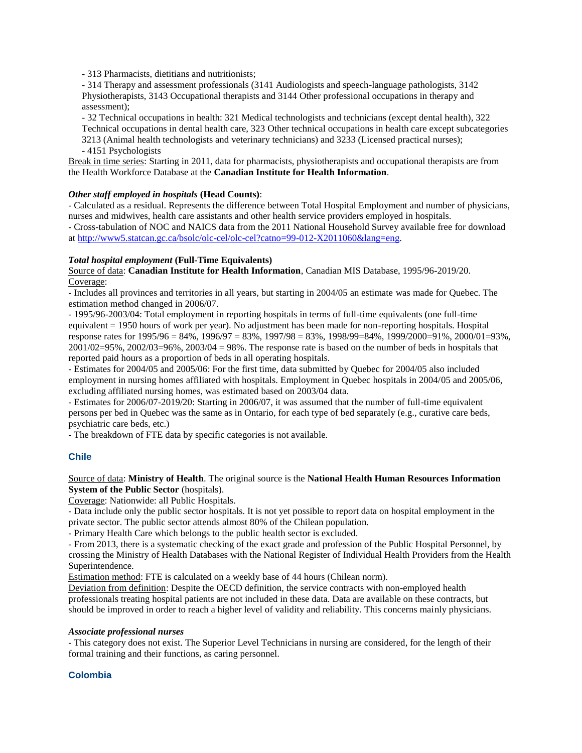- 313 Pharmacists, dietitians and nutritionists;
- 314 Therapy and assessment professionals (3141 Audiologists and speech-language pathologists, 3142 Physiotherapists, 3143 Occupational therapists and 3144 Other professional occupations in therapy and assessment);
- 32 Technical occupations in health: 321 Medical technologists and technicians (except dental health), 322 Technical occupations in dental health care, 323 Other technical occupations in health care except subcategories 3213 (Animal health technologists and veterinary technicians) and 3233 (Licensed practical nurses);
- 4151 Psychologists

Break in time series: Starting in 2011, data for pharmacists, physiotherapists and occupational therapists are from the Health Workforce Database at the **Canadian Institute for Health Information**.

***Other staff employed in hospitals* (Head Counts)**:

- Calculated as a residual. Represents the difference between Total Hospital Employment and number of physicians, nurses and midwives, health care assistants and other health service providers employed in hospitals.
- Cross-tabulation of NOC and NAICS data from the 2011 National Household Survey available free for download at http://www5.statcan.gc.ca/bsolc/olc-cel/olc-cel?catno=99-012-X2011060&lang=eng.

***Total hospital employment* (Full-Time Equivalents)**

Source of data: **Canadian Institute for Health Information**, Canadian MIS Database, 1995/96-2019/20.

Coverage:

- Includes all provinces and territories in all years, but starting in 2004/05 an estimate was made for Quebec. The estimation method changed in 2006/07.
- 1995/96-2003/04: Total employment in reporting hospitals in terms of full-time equivalents (one full-time equivalent = 1950 hours of work per year). No adjustment has been made for non-reporting hospitals. Hospital response rates for 1995/96 = 84%, 1996/97 = 83%, 1997/98 = 83%, 1998/99=84%, 1999/2000=91%, 2000/01=93%, 2001/02=95%, 2002/03=96%, 2003/04 = 98%. The response rate is based on the number of beds in hospitals that reported paid hours as a proportion of beds in all operating hospitals.
- Estimates for 2004/05 and 2005/06: For the first time, data submitted by Quebec for 2004/05 also included employment in nursing homes affiliated with hospitals. Employment in Quebec hospitals in 2004/05 and 2005/06, excluding affiliated nursing homes, was estimated based on 2003/04 data.
- Estimates for 2006/07-2019/20: Starting in 2006/07, it was assumed that the number of full-time equivalent persons per bed in Quebec was the same as in Ontario, for each type of bed separately (e.g., curative care beds, psychiatric care beds, etc.)
- The breakdown of FTE data by specific categories is not available.

## Chile

Source of data: **Ministry of Health**. The original source is the **National Health Human Resources Information System of the Public Sector** (hospitals).

Coverage: Nationwide: all Public Hospitals.

- Data include only the public sector hospitals. It is not yet possible to report data on hospital employment in the private sector. The public sector attends almost 80% of the Chilean population.
- Primary Health Care which belongs to the public health sector is excluded.
- From 2013, there is a systematic checking of the exact grade and profession of the Public Hospital Personnel, by crossing the Ministry of Health Databases with the National Register of Individual Health Providers from the Health Superintendence.

Estimation method: FTE is calculated on a weekly base of 44 hours (Chilean norm).

Deviation from definition: Despite the OECD definition, the service contracts with non-employed health professionals treating hospital patients are not included in these data. Data are available on these contracts, but should be improved in order to reach a higher level of validity and reliability. This concerns mainly physicians.

***Associate professional nurses***

- This category does not exist. The Superior Level Technicians in nursing are considered, for the length of their formal training and their functions, as caring personnel.

## Colombia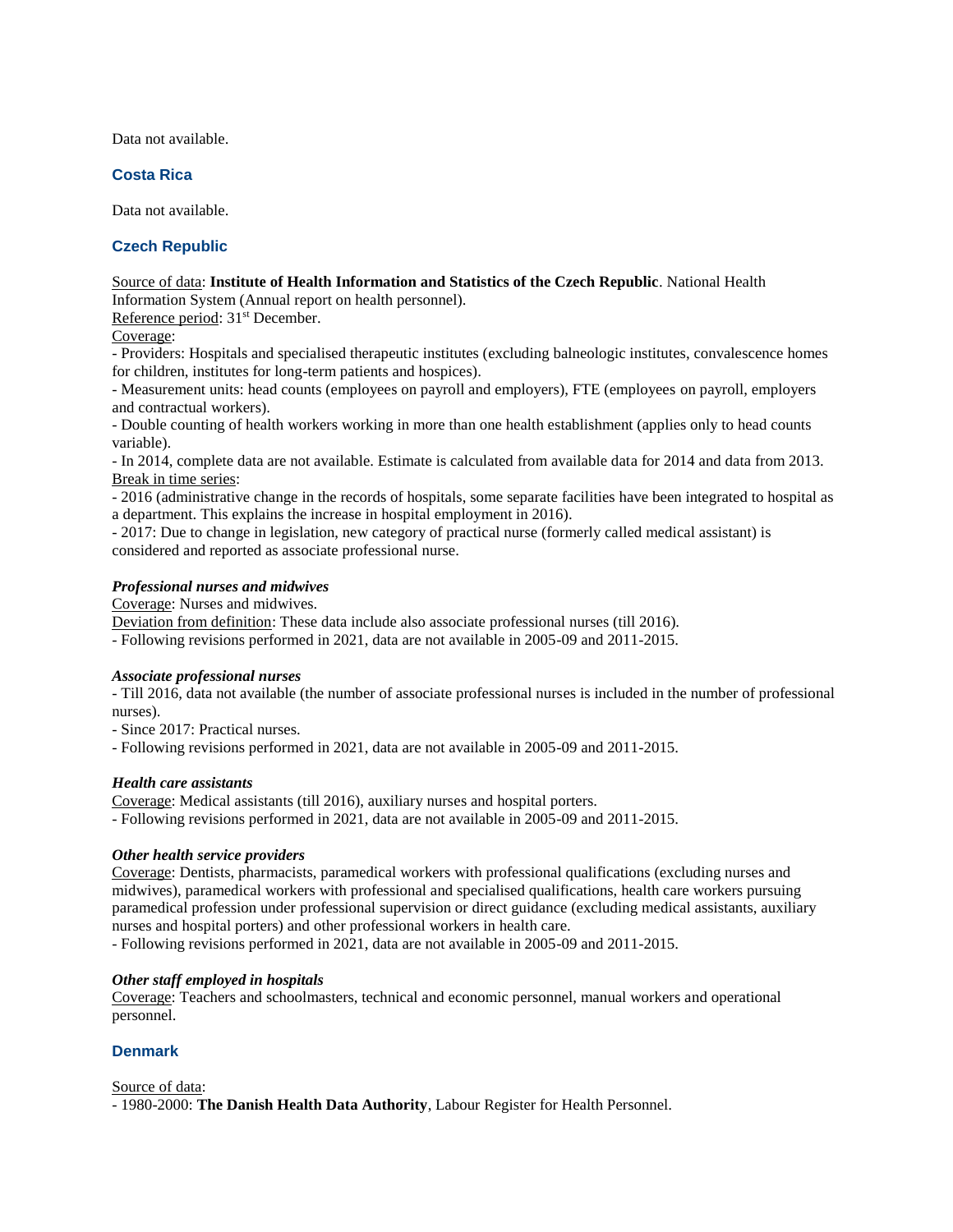Data not available.

## Costa Rica

Data not available.

## Czech Republic

Source of data: **Institute of Health Information and Statistics of the Czech Republic**. National Health Information System (Annual report on health personnel).
Reference period: 31st December.
Coverage:
- Providers: Hospitals and specialised therapeutic institutes (excluding balneologic institutes, convalescence homes for children, institutes for long-term patients and hospices).
- Measurement units: head counts (employees on payroll and employers), FTE (employees on payroll, employers and contractual workers).
- Double counting of health workers working in more than one health establishment (applies only to head counts variable).
- In 2014, complete data are not available. Estimate is calculated from available data for 2014 and data from 2013.

Break in time series:
- 2016 (administrative change in the records of hospitals, some separate facilities have been integrated to hospital as a department. This explains the increase in hospital employment in 2016).
- 2017: Due to change in legislation, new category of practical nurse (formerly called medical assistant) is considered and reported as associate professional nurse.

### *Professional nurses and midwives*

Coverage: Nurses and midwives.
Deviation from definition: These data include also associate professional nurses (till 2016).
- Following revisions performed in 2021, data are not available in 2005-09 and 2011-2015.

### *Associate professional nurses*

- Till 2016, data not available (the number of associate professional nurses is included in the number of professional nurses).
- Since 2017: Practical nurses.
- Following revisions performed in 2021, data are not available in 2005-09 and 2011-2015.

### *Health care assistants*

Coverage: Medical assistants (till 2016), auxiliary nurses and hospital porters.
- Following revisions performed in 2021, data are not available in 2005-09 and 2011-2015.

### *Other health service providers*

Coverage: Dentists, pharmacists, paramedical workers with professional qualifications (excluding nurses and midwives), paramedical workers with professional and specialised qualifications, health care workers pursuing paramedical profession under professional supervision or direct guidance (excluding medical assistants, auxiliary nurses and hospital porters) and other professional workers in health care.
- Following revisions performed in 2021, data are not available in 2005-09 and 2011-2015.

### *Other staff employed in hospitals*

Coverage: Teachers and schoolmasters, technical and economic personnel, manual workers and operational personnel.

## Denmark

Source of data:
- 1980-2000: **The Danish Health Data Authority**, Labour Register for Health Personnel.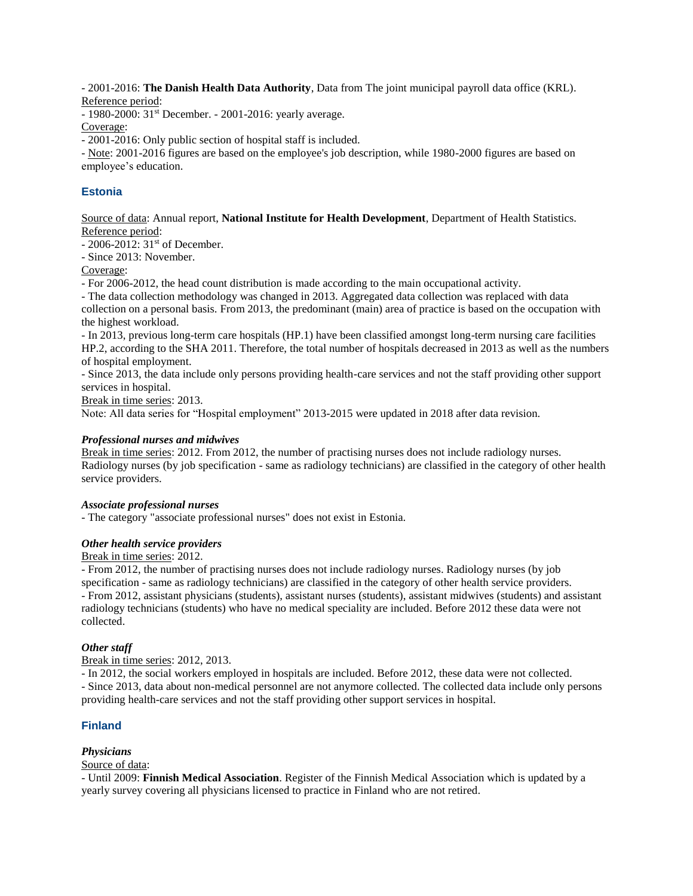- 2001-2016: **The Danish Health Data Authority**, Data from The joint municipal payroll data office (KRL).

Reference period:

- 1980-2000: 31st December. - 2001-2016: yearly average.

Coverage:

- 2001-2016: Only public section of hospital staff is included.
- Note: 2001-2016 figures are based on the employee's job description, while 1980-2000 figures are based on employee's education.

## Estonia

Source of data: Annual report, **National Institute for Health Development**, Department of Health Statistics.

Reference period:

- 2006-2012: 31st of December.
- Since 2013: November.

Coverage:

- For 2006-2012, the head count distribution is made according to the main occupational activity.
- The data collection methodology was changed in 2013. Aggregated data collection was replaced with data collection on a personal basis. From 2013, the predominant (main) area of practice is based on the occupation with the highest workload.
- In 2013, previous long-term care hospitals (HP.1) have been classified amongst long-term nursing care facilities HP.2, according to the SHA 2011. Therefore, the total number of hospitals decreased in 2013 as well as the numbers of hospital employment.
- Since 2013, the data include only persons providing health-care services and not the staff providing other support services in hospital.

Break in time series: 2013.

Note: All data series for "Hospital employment" 2013-2015 were updated in 2018 after data revision.

### *Professional nurses and midwives*

Break in time series: 2012. From 2012, the number of practising nurses does not include radiology nurses. Radiology nurses (by job specification - same as radiology technicians) are classified in the category of other health service providers.

### *Associate professional nurses*

- The category "associate professional nurses" does not exist in Estonia.

### *Other health service providers*

Break in time series: 2012.

- From 2012, the number of practising nurses does not include radiology nurses. Radiology nurses (by job specification - same as radiology technicians) are classified in the category of other health service providers.
- From 2012, assistant physicians (students), assistant nurses (students), assistant midwives (students) and assistant radiology technicians (students) who have no medical speciality are included. Before 2012 these data were not collected.

### *Other staff*

Break in time series: 2012, 2013.

- In 2012, the social workers employed in hospitals are included. Before 2012, these data were not collected.
- Since 2013, data about non-medical personnel are not anymore collected. The collected data include only persons providing health-care services and not the staff providing other support services in hospital.

## Finland

### *Physicians*

Source of data:

- Until 2009: **Finnish Medical Association**. Register of the Finnish Medical Association which is updated by a yearly survey covering all physicians licensed to practice in Finland who are not retired.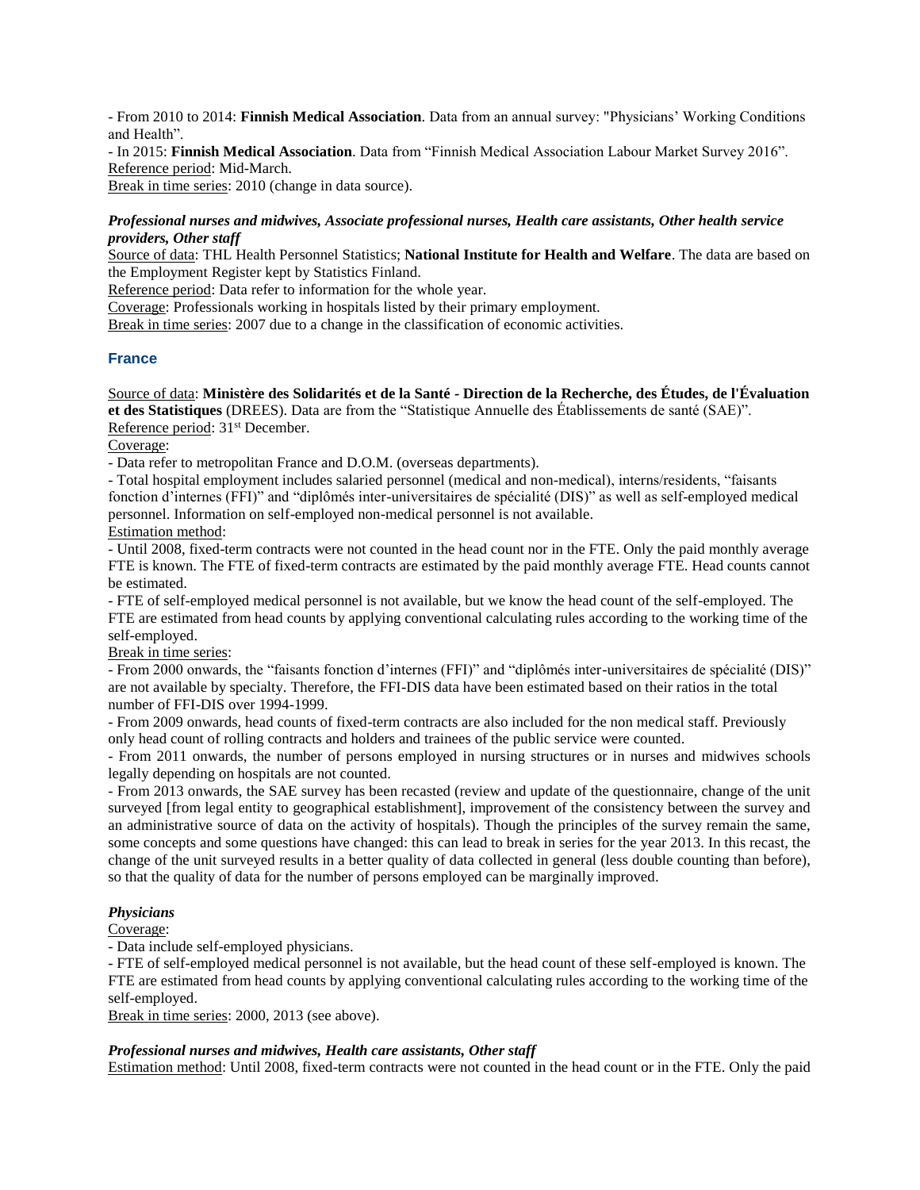- From 2010 to 2014: **Finnish Medical Association**. Data from an annual survey: "Physicians' Working Conditions and Health".

- In 2015: **Finnish Medical Association**. Data from "Finnish Medical Association Labour Market Survey 2016".

Reference period: Mid-March.

Break in time series: 2010 (change in data source).

***Professional nurses and midwives, Associate professional nurses, Health care assistants, Other health service providers, Other staff***

Source of data: THL Health Personnel Statistics; **National Institute for Health and Welfare**. The data are based on the Employment Register kept by Statistics Finland.

Reference period: Data refer to information for the whole year.

Coverage: Professionals working in hospitals listed by their primary employment.

Break in time series: 2007 due to a change in the classification of economic activities.

## France

Source of data: **Ministère des Solidarités et de la Santé - Direction de la Recherche, des Études, de l'Évaluation et des Statistiques** (DREES). Data are from the "Statistique Annuelle des Établissements de santé (SAE)".

Reference period: 31st December.

Coverage:

- Data refer to metropolitan France and D.O.M. (overseas departments).
- Total hospital employment includes salaried personnel (medical and non-medical), interns/residents, "faisants fonction d'internes (FFI)" and "diplômés inter-universitaires de spécialité (DIS)" as well as self-employed medical personnel. Information on self-employed non-medical personnel is not available.

Estimation method:

- Until 2008, fixed-term contracts were not counted in the head count nor in the FTE. Only the paid monthly average FTE is known. The FTE of fixed-term contracts are estimated by the paid monthly average FTE. Head counts cannot be estimated.
- FTE of self-employed medical personnel is not available, but we know the head count of the self-employed. The FTE are estimated from head counts by applying conventional calculating rules according to the working time of the self-employed.

Break in time series:

- From 2000 onwards, the "faisants fonction d'internes (FFI)" and "diplômés inter-universitaires de spécialité (DIS)" are not available by specialty. Therefore, the FFI-DIS data have been estimated based on their ratios in the total number of FFI-DIS over 1994-1999.
- From 2009 onwards, head counts of fixed-term contracts are also included for the non medical staff. Previously only head count of rolling contracts and holders and trainees of the public service were counted.
- From 2011 onwards, the number of persons employed in nursing structures or in nurses and midwives schools legally depending on hospitals are not counted.
- From 2013 onwards, the SAE survey has been recasted (review and update of the questionnaire, change of the unit surveyed [from legal entity to geographical establishment], improvement of the consistency between the survey and an administrative source of data on the activity of hospitals). Though the principles of the survey remain the same, some concepts and some questions have changed: this can lead to break in series for the year 2013. In this recast, the change of the unit surveyed results in a better quality of data collected in general (less double counting than before), so that the quality of data for the number of persons employed can be marginally improved.

***Physicians***

Coverage:

- Data include self-employed physicians.
- FTE of self-employed medical personnel is not available, but the head count of these self-employed is known. The FTE are estimated from head counts by applying conventional calculating rules according to the working time of the self-employed.

Break in time series: 2000, 2013 (see above).

***Professional nurses and midwives, Health care assistants, Other staff***

Estimation method: Until 2008, fixed-term contracts were not counted in the head count or in the FTE. Only the paid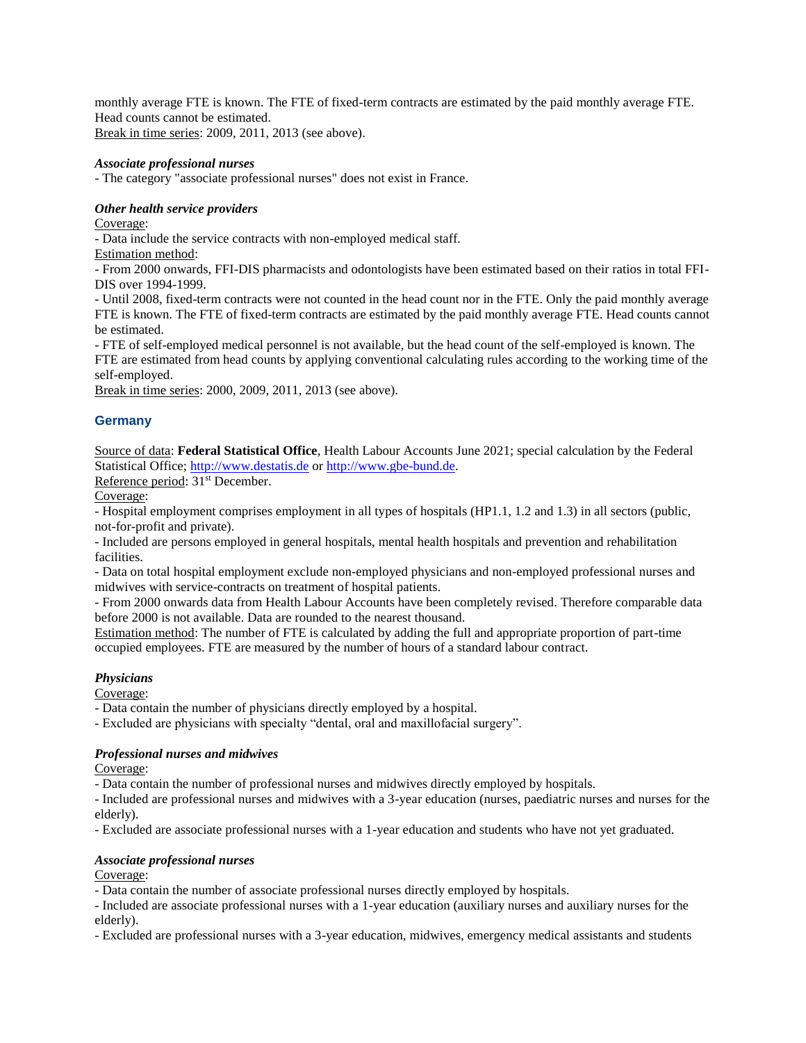monthly average FTE is known. The FTE of fixed-term contracts are estimated by the paid monthly average FTE. Head counts cannot be estimated.
Break in time series: 2009, 2011, 2013 (see above).

***Associate professional nurses***

- The category "associate professional nurses" does not exist in France.

***Other health service providers***

Coverage:

- Data include the service contracts with non-employed medical staff.

Estimation method:

- From 2000 onwards, FFI-DIS pharmacists and odontologists have been estimated based on their ratios in total FFI-DIS over 1994-1999.
- Until 2008, fixed-term contracts were not counted in the head count nor in the FTE. Only the paid monthly average FTE is known. The FTE of fixed-term contracts are estimated by the paid monthly average FTE. Head counts cannot be estimated.
- FTE of self-employed medical personnel is not available, but the head count of the self-employed is known. The FTE are estimated from head counts by applying conventional calculating rules according to the working time of the self-employed.

Break in time series: 2000, 2009, 2011, 2013 (see above).

## Germany

Source of data: **Federal Statistical Office**, Health Labour Accounts June 2021; special calculation by the Federal Statistical Office; http://www.destatis.de or http://www.gbe-bund.de.
Reference period: 31st December.
Coverage:

- Hospital employment comprises employment in all types of hospitals (HP1.1, 1.2 and 1.3) in all sectors (public, not-for-profit and private).
- Included are persons employed in general hospitals, mental health hospitals and prevention and rehabilitation facilities.
- Data on total hospital employment exclude non-employed physicians and non-employed professional nurses and midwives with service-contracts on treatment of hospital patients.
- From 2000 onwards data from Health Labour Accounts have been completely revised. Therefore comparable data before 2000 is not available. Data are rounded to the nearest thousand.

Estimation method: The number of FTE is calculated by adding the full and appropriate proportion of part-time occupied employees. FTE are measured by the number of hours of a standard labour contract.

***Physicians***

Coverage:

- Data contain the number of physicians directly employed by a hospital.
- Excluded are physicians with specialty "dental, oral and maxillofacial surgery".

***Professional nurses and midwives***

Coverage:

- Data contain the number of professional nurses and midwives directly employed by hospitals.
- Included are professional nurses and midwives with a 3-year education (nurses, paediatric nurses and nurses for the elderly).
- Excluded are associate professional nurses with a 1-year education and students who have not yet graduated.

***Associate professional nurses***

Coverage:

- Data contain the number of associate professional nurses directly employed by hospitals.
- Included are associate professional nurses with a 1-year education (auxiliary nurses and auxiliary nurses for the elderly).
- Excluded are professional nurses with a 3-year education, midwives, emergency medical assistants and students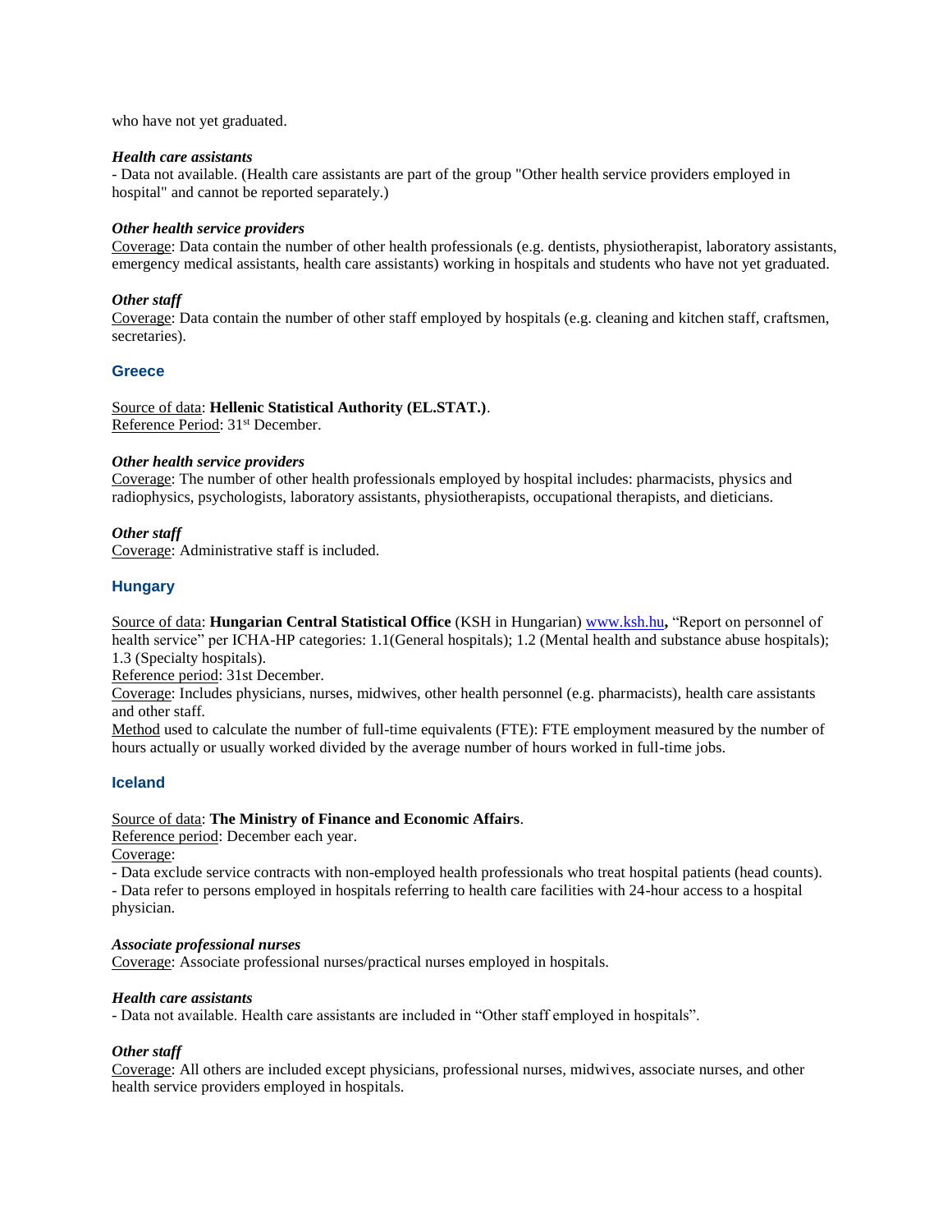who have not yet graduated.

***Health care assistants***

- Data not available. (Health care assistants are part of the group "Other health service providers employed in hospital" and cannot be reported separately.)

***Other health service providers***

Coverage: Data contain the number of other health professionals (e.g. dentists, physiotherapist, laboratory assistants, emergency medical assistants, health care assistants) working in hospitals and students who have not yet graduated.

***Other staff***

Coverage: Data contain the number of other staff employed by hospitals (e.g. cleaning and kitchen staff, craftsmen, secretaries).

## Greece

Source of data: **Hellenic Statistical Authority (EL.STAT.)**.
Reference Period: 31st December.

***Other health service providers***

Coverage: The number of other health professionals employed by hospital includes: pharmacists, physics and radiophysics, psychologists, laboratory assistants, physiotherapists, occupational therapists, and dieticians.

***Other staff***

Coverage: Administrative staff is included.

## Hungary

Source of data: **Hungarian Central Statistical Office** (KSH in Hungarian) www.ksh.hu**,** "Report on personnel of health service" per ICHA-HP categories: 1.1(General hospitals); 1.2 (Mental health and substance abuse hospitals); 1.3 (Specialty hospitals).
Reference period: 31st December.
Coverage: Includes physicians, nurses, midwives, other health personnel (e.g. pharmacists), health care assistants and other staff.
Method used to calculate the number of full-time equivalents (FTE): FTE employment measured by the number of hours actually or usually worked divided by the average number of hours worked in full-time jobs.

## Iceland

Source of data: **The Ministry of Finance and Economic Affairs**.
Reference period: December each year.
Coverage:

- Data exclude service contracts with non-employed health professionals who treat hospital patients (head counts).
- Data refer to persons employed in hospitals referring to health care facilities with 24-hour access to a hospital physician.

***Associate professional nurses***

Coverage: Associate professional nurses/practical nurses employed in hospitals.

***Health care assistants***

- Data not available. Health care assistants are included in "Other staff employed in hospitals".

***Other staff***

Coverage: All others are included except physicians, professional nurses, midwives, associate nurses, and other health service providers employed in hospitals.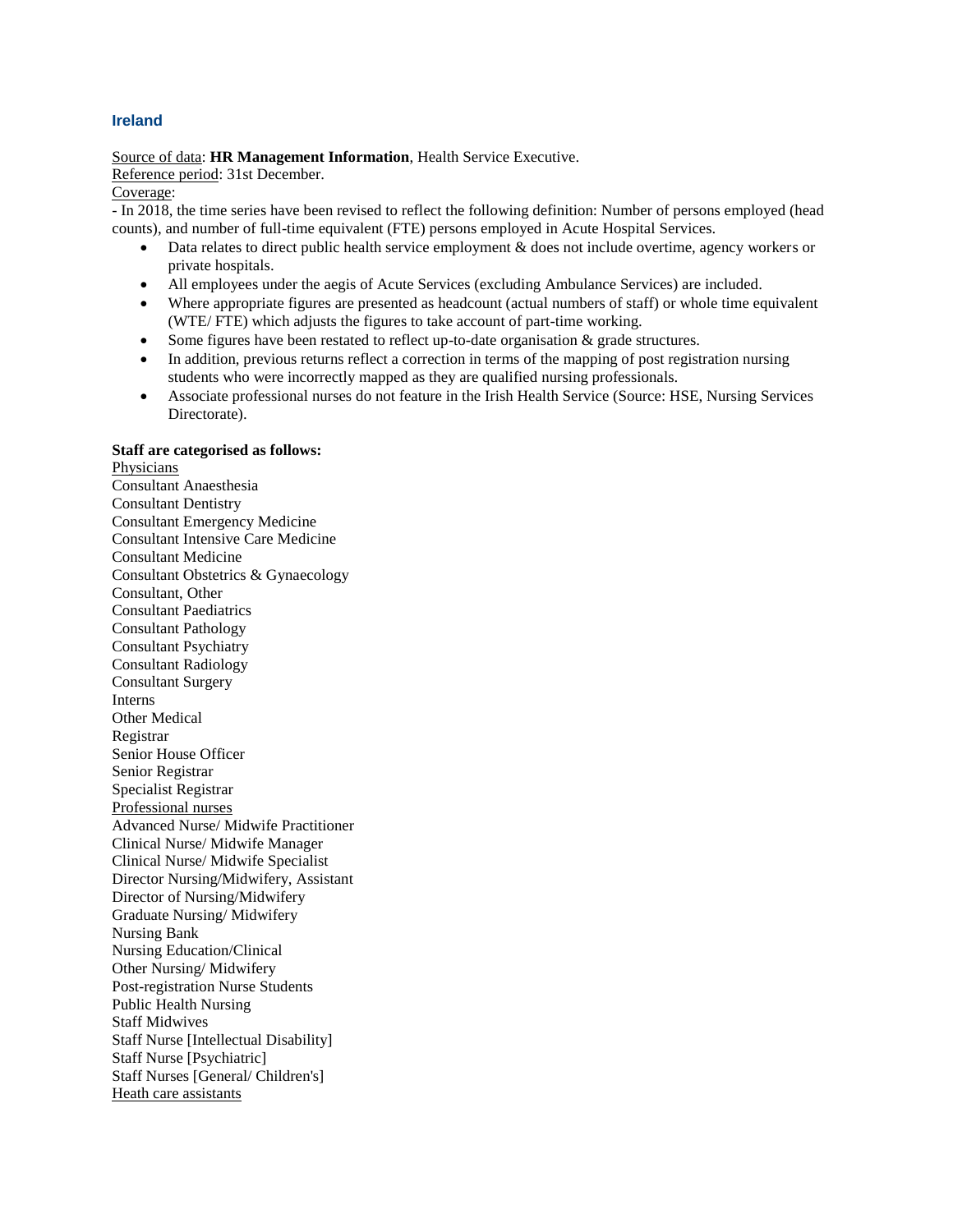## Ireland

<u>Source of data</u>: **HR Management Information**, Health Service Executive.
<u>Reference period</u>: 31st December.
<u>Coverage</u>:
- In 2018, the time series have been revised to reflect the following definition: Number of persons employed (head counts), and number of full-time equivalent (FTE) persons employed in Acute Hospital Services.

- Data relates to direct public health service employment & does not include overtime, agency workers or private hospitals.
- All employees under the aegis of Acute Services (excluding Ambulance Services) are included.
- Where appropriate figures are presented as headcount (actual numbers of staff) or whole time equivalent (WTE/ FTE) which adjusts the figures to take account of part-time working.
- Some figures have been restated to reflect up-to-date organisation & grade structures.
- In addition, previous returns reflect a correction in terms of the mapping of post registration nursing students who were incorrectly mapped as they are qualified nursing professionals.
- Associate professional nurses do not feature in the Irish Health Service (Source: HSE, Nursing Services Directorate).

**Staff are categorised as follows:**

<u>Physicians</u>
Consultant Anaesthesia
Consultant Dentistry
Consultant Emergency Medicine
Consultant Intensive Care Medicine
Consultant Medicine
Consultant Obstetrics & Gynaecology
Consultant, Other
Consultant Paediatrics
Consultant Pathology
Consultant Psychiatry
Consultant Radiology
Consultant Surgery
Interns
Other Medical
Registrar
Senior House Officer
Senior Registrar
Specialist Registrar

<u>Professional nurses</u>
Advanced Nurse/ Midwife Practitioner
Clinical Nurse/ Midwife Manager
Clinical Nurse/ Midwife Specialist
Director Nursing/Midwifery, Assistant
Director of Nursing/Midwifery
Graduate Nursing/ Midwifery
Nursing Bank
Nursing Education/Clinical
Other Nursing/ Midwifery
Post-registration Nurse Students
Public Health Nursing
Staff Midwives
Staff Nurse [Intellectual Disability]
Staff Nurse [Psychiatric]
Staff Nurses [General/ Children's]

<u>Heath care assistants</u>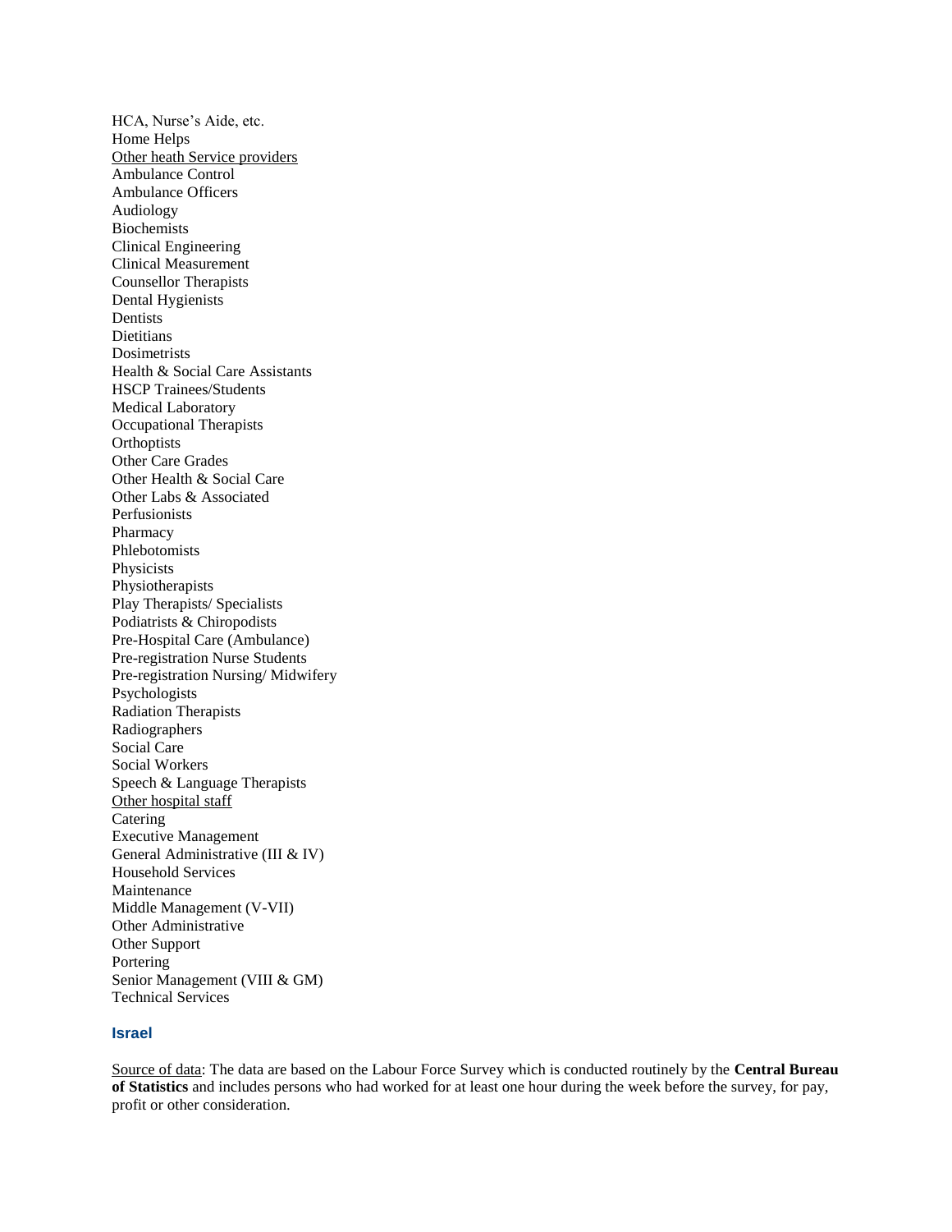HCA, Nurse's Aide, etc.
Home Helps
<u>Other heath Service providers</u>
Ambulance Control
Ambulance Officers
Audiology
Biochemists
Clinical Engineering
Clinical Measurement
Counsellor Therapists
Dental Hygienists
Dentists
Dietitians
Dosimetrists
Health & Social Care Assistants
HSCP Trainees/Students
Medical Laboratory
Occupational Therapists
Orthoptists
Other Care Grades
Other Health & Social Care
Other Labs & Associated
Perfusionists
Pharmacy
Phlebotomists
Physicists
Physiotherapists
Play Therapists/ Specialists
Podiatrists & Chiropodists
Pre-Hospital Care (Ambulance)
Pre-registration Nurse Students
Pre-registration Nursing/ Midwifery
Psychologists
Radiation Therapists
Radiographers
Social Care
Social Workers
Speech & Language Therapists
<u>Other hospital staff</u>
Catering
Executive Management
General Administrative (III & IV)
Household Services
Maintenance
Middle Management (V-VII)
Other Administrative
Other Support
Portering
Senior Management (VIII & GM)
Technical Services

### Israel

<u>Source of data</u>: The data are based on the Labour Force Survey which is conducted routinely by the **Central Bureau of Statistics** and includes persons who had worked for at least one hour during the week before the survey, for pay, profit or other consideration.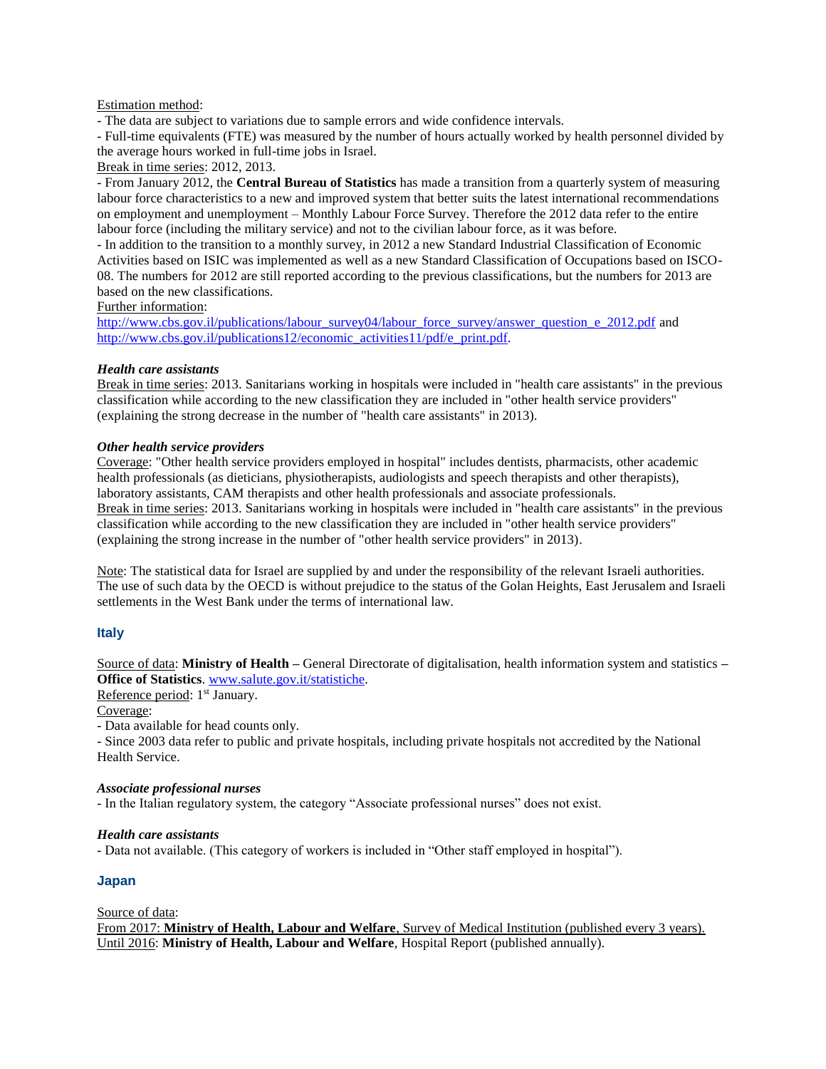Estimation method:
- The data are subject to variations due to sample errors and wide confidence intervals.
- Full-time equivalents (FTE) was measured by the number of hours actually worked by health personnel divided by the average hours worked in full-time jobs in Israel.

Break in time series: 2012, 2013.
- From January 2012, the **Central Bureau of Statistics** has made a transition from a quarterly system of measuring labour force characteristics to a new and improved system that better suits the latest international recommendations on employment and unemployment – Monthly Labour Force Survey. Therefore the 2012 data refer to the entire labour force (including the military service) and not to the civilian labour force, as it was before.
- In addition to the transition to a monthly survey, in 2012 a new Standard Industrial Classification of Economic Activities based on ISIC was implemented as well as a new Standard Classification of Occupations based on ISCO-08. The numbers for 2012 are still reported according to the previous classifications, but the numbers for 2013 are based on the new classifications.

Further information:
http://www.cbs.gov.il/publications/labour_survey04/labour_force_survey/answer_question_e_2012.pdf and http://www.cbs.gov.il/publications12/economic_activities11/pdf/e_print.pdf.

***Health care assistants***

Break in time series: 2013. Sanitarians working in hospitals were included in "health care assistants" in the previous classification while according to the new classification they are included in "other health service providers" (explaining the strong decrease in the number of "health care assistants" in 2013).

***Other health service providers***

Coverage: "Other health service providers employed in hospital" includes dentists, pharmacists, other academic health professionals (as dieticians, physiotherapists, audiologists and speech therapists and other therapists), laboratory assistants, CAM therapists and other health professionals and associate professionals.
Break in time series: 2013. Sanitarians working in hospitals were included in "health care assistants" in the previous classification while according to the new classification they are included in "other health service providers" (explaining the strong increase in the number of "other health service providers" in 2013).

Note: The statistical data for Israel are supplied by and under the responsibility of the relevant Israeli authorities. The use of such data by the OECD is without prejudice to the status of the Golan Heights, East Jerusalem and Israeli settlements in the West Bank under the terms of international law.

## Italy

Source of data: **Ministry of Health** – General Directorate of digitalisation, health information system and statistics – **Office of Statistics**. www.salute.gov.it/statistiche.
Reference period: 1st January.
Coverage:
- Data available for head counts only.
- Since 2003 data refer to public and private hospitals, including private hospitals not accredited by the National Health Service.

***Associate professional nurses***

- In the Italian regulatory system, the category “Associate professional nurses” does not exist.

***Health care assistants***

- Data not available. (This category of workers is included in “Other staff employed in hospital”).

## Japan

Source of data:
From 2017: **Ministry of Health, Labour and Welfare**, Survey of Medical Institution (published every 3 years).
Until 2016: **Ministry of Health, Labour and Welfare**, Hospital Report (published annually).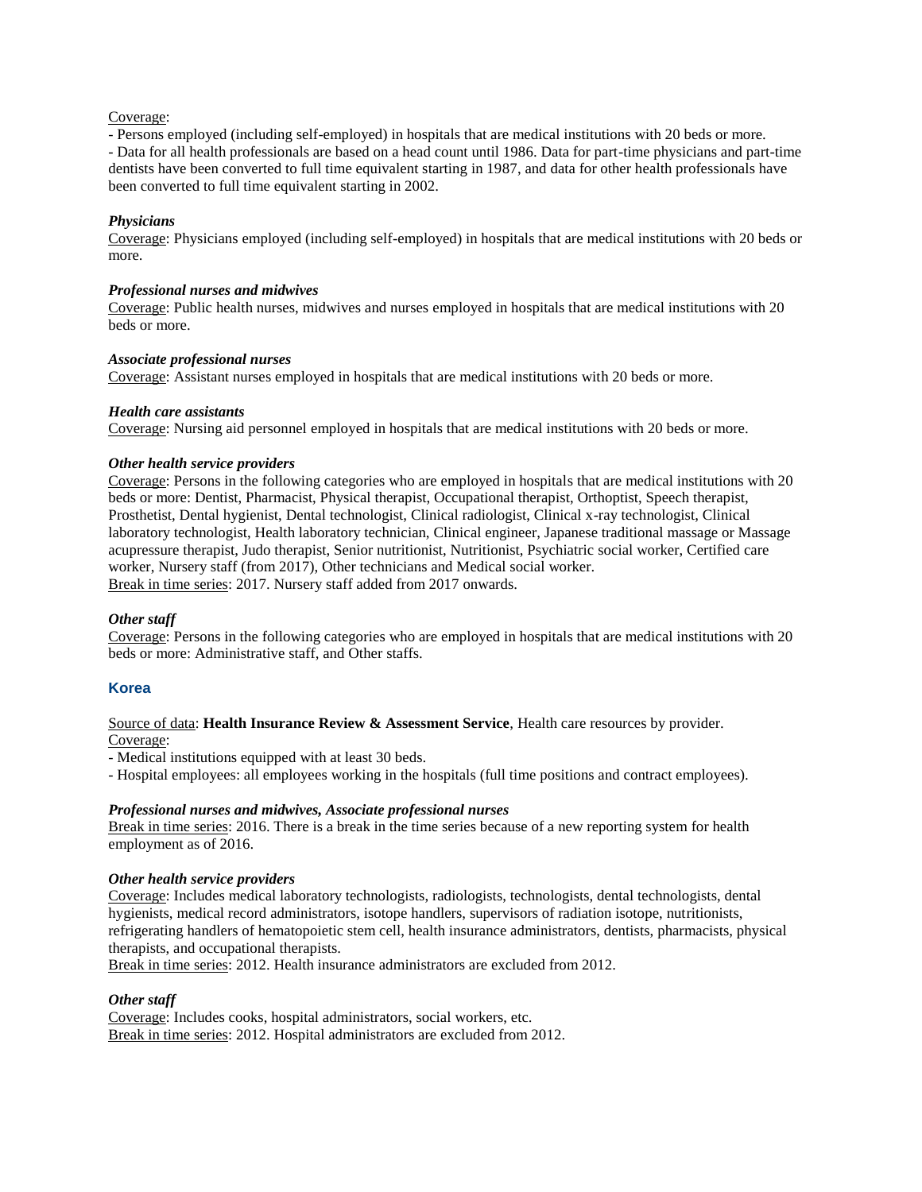Coverage:

- Persons employed (including self-employed) in hospitals that are medical institutions with 20 beds or more.
- Data for all health professionals are based on a head count until 1986. Data for part-time physicians and part-time dentists have been converted to full time equivalent starting in 1987, and data for other health professionals have been converted to full time equivalent starting in 2002.

***Physicians***

Coverage: Physicians employed (including self-employed) in hospitals that are medical institutions with 20 beds or more.

***Professional nurses and midwives***

Coverage: Public health nurses, midwives and nurses employed in hospitals that are medical institutions with 20 beds or more.

***Associate professional nurses***

Coverage: Assistant nurses employed in hospitals that are medical institutions with 20 beds or more.

***Health care assistants***

Coverage: Nursing aid personnel employed in hospitals that are medical institutions with 20 beds or more.

***Other health service providers***

Coverage: Persons in the following categories who are employed in hospitals that are medical institutions with 20 beds or more: Dentist, Pharmacist, Physical therapist, Occupational therapist, Orthoptist, Speech therapist, Prosthetist, Dental hygienist, Dental technologist, Clinical radiologist, Clinical x-ray technologist, Clinical laboratory technologist, Health laboratory technician, Clinical engineer, Japanese traditional massage or Massage acupressure therapist, Judo therapist, Senior nutritionist, Nutritionist, Psychiatric social worker, Certified care worker, Nursery staff (from 2017), Other technicians and Medical social worker.
Break in time series: 2017. Nursery staff added from 2017 onwards.

***Other staff***

Coverage: Persons in the following categories who are employed in hospitals that are medical institutions with 20 beds or more: Administrative staff, and Other staffs.

## Korea

Source of data: **Health Insurance Review & Assessment Service**, Health care resources by provider.
Coverage:

- Medical institutions equipped with at least 30 beds.
- Hospital employees: all employees working in the hospitals (full time positions and contract employees).

***Professional nurses and midwives, Associate professional nurses***

Break in time series: 2016. There is a break in the time series because of a new reporting system for health employment as of 2016.

***Other health service providers***

Coverage: Includes medical laboratory technologists, radiologists, technologists, dental technologists, dental hygienists, medical record administrators, isotope handlers, supervisors of radiation isotope, nutritionists, refrigerating handlers of hematopoietic stem cell, health insurance administrators, dentists, pharmacists, physical therapists, and occupational therapists.
Break in time series: 2012. Health insurance administrators are excluded from 2012.

***Other staff***

Coverage: Includes cooks, hospital administrators, social workers, etc.
Break in time series: 2012. Hospital administrators are excluded from 2012.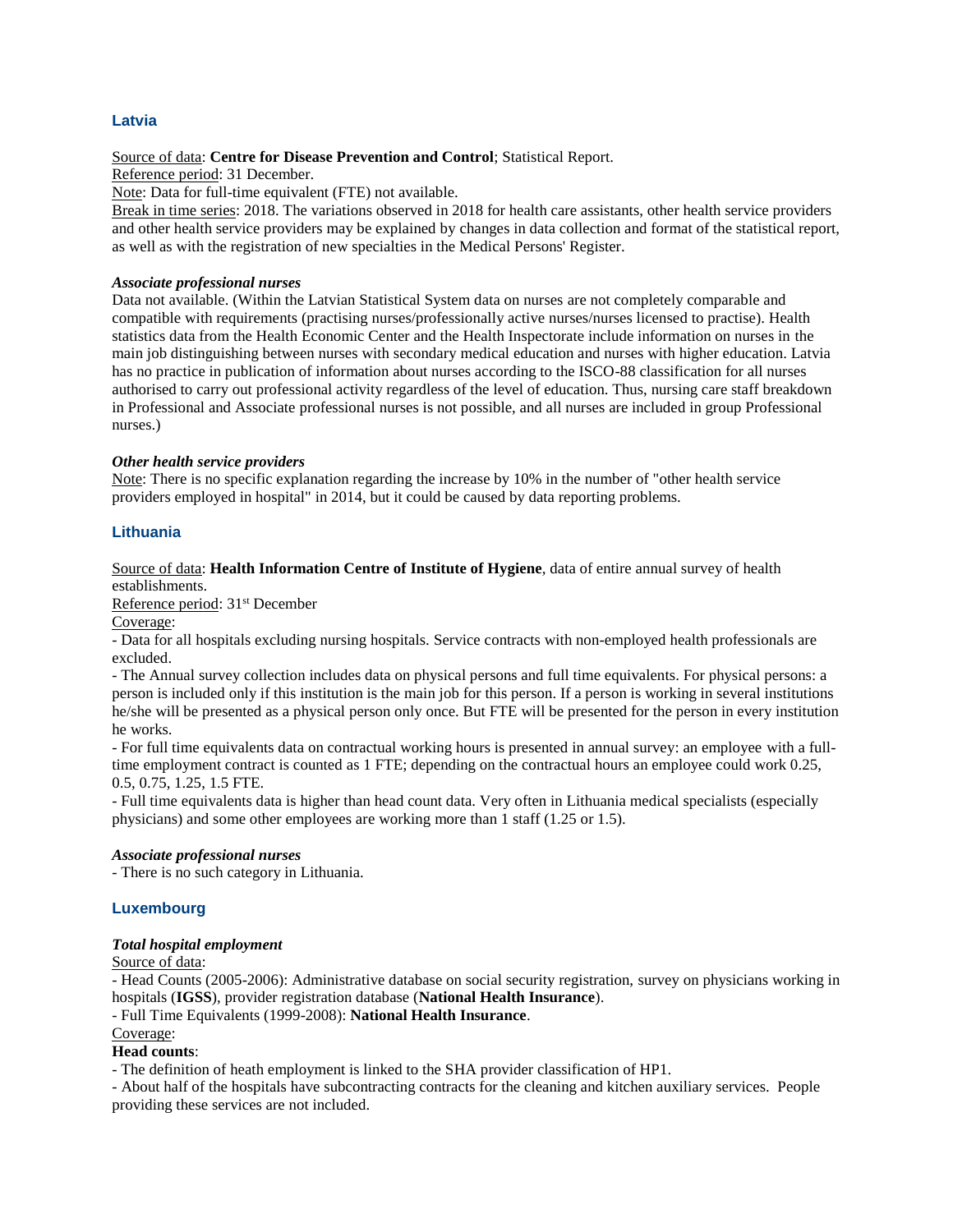## Latvia

Source of data: **Centre for Disease Prevention and Control**; Statistical Report.

Reference period: 31 December.

Note: Data for full-time equivalent (FTE) not available.

Break in time series: 2018. The variations observed in 2018 for health care assistants, other health service providers and other health service providers may be explained by changes in data collection and format of the statistical report, as well as with the registration of new specialties in the Medical Persons' Register.

### *Associate professional nurses*

Data not available. (Within the Latvian Statistical System data on nurses are not completely comparable and compatible with requirements (practising nurses/professionally active nurses/nurses licensed to practise). Health statistics data from the Health Economic Center and the Health Inspectorate include information on nurses in the main job distinguishing between nurses with secondary medical education and nurses with higher education. Latvia has no practice in publication of information about nurses according to the ISCO-88 classification for all nurses authorised to carry out professional activity regardless of the level of education. Thus, nursing care staff breakdown in Professional and Associate professional nurses is not possible, and all nurses are included in group Professional nurses.)

### *Other health service providers*

Note: There is no specific explanation regarding the increase by 10% in the number of "other health service providers employed in hospital" in 2014, but it could be caused by data reporting problems.

## Lithuania

Source of data: **Health Information Centre of Institute of Hygiene**, data of entire annual survey of health establishments.

Reference period: 31st December

Coverage:

- Data for all hospitals excluding nursing hospitals. Service contracts with non-employed health professionals are excluded.
- The Annual survey collection includes data on physical persons and full time equivalents. For physical persons: a person is included only if this institution is the main job for this person. If a person is working in several institutions he/she will be presented as a physical person only once. But FTE will be presented for the person in every institution he works.
- For full time equivalents data on contractual working hours is presented in annual survey: an employee with a full-time employment contract is counted as 1 FTE; depending on the contractual hours an employee could work 0.25, 0.5, 0.75, 1.25, 1.5 FTE.
- Full time equivalents data is higher than head count data. Very often in Lithuania medical specialists (especially physicians) and some other employees are working more than 1 staff (1.25 or 1.5).

### *Associate professional nurses*

- There is no such category in Lithuania.

## Luxembourg

### *Total hospital employment*

Source of data:

- Head Counts (2005-2006): Administrative database on social security registration, survey on physicians working in hospitals (**IGSS**), provider registration database (**National Health Insurance**).
- Full Time Equivalents (1999-2008): **National Health Insurance**.

Coverage:

**Head counts**:

- The definition of heath employment is linked to the SHA provider classification of HP1.
- About half of the hospitals have subcontracting contracts for the cleaning and kitchen auxiliary services. People providing these services are not included.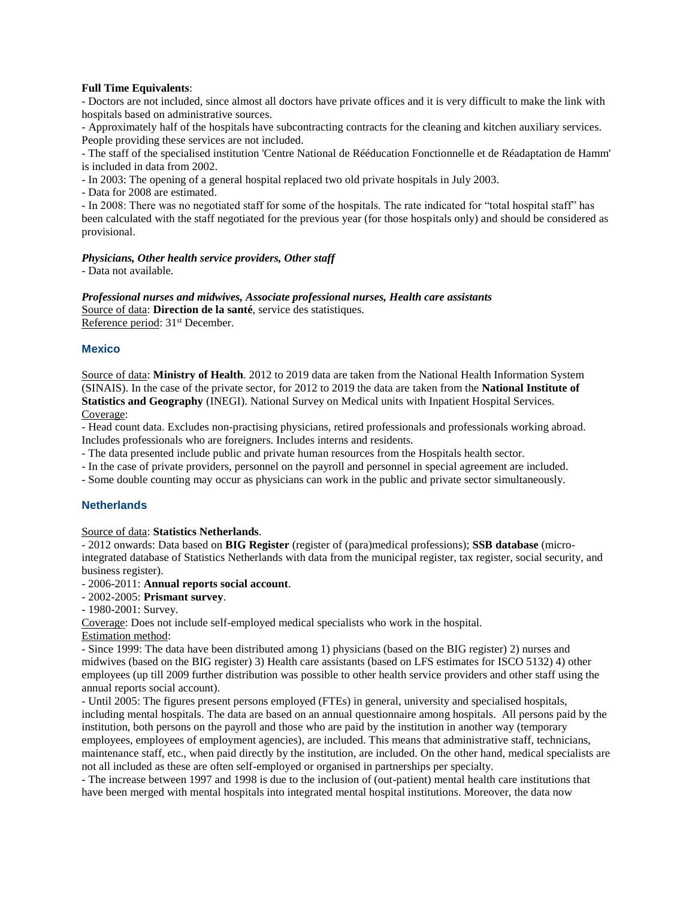**Full Time Equivalents**:

- Doctors are not included, since almost all doctors have private offices and it is very difficult to make the link with hospitals based on administrative sources.
- Approximately half of the hospitals have subcontracting contracts for the cleaning and kitchen auxiliary services. People providing these services are not included.
- The staff of the specialised institution 'Centre National de Rééducation Fonctionnelle et de Réadaptation de Hamm' is included in data from 2002.
- In 2003: The opening of a general hospital replaced two old private hospitals in July 2003.
- Data for 2008 are estimated.
- In 2008: There was no negotiated staff for some of the hospitals. The rate indicated for "total hospital staff" has been calculated with the staff negotiated for the previous year (for those hospitals only) and should be considered as provisional.

***Physicians, Other health service providers, Other staff***

- Data not available.

***Professional nurses and midwives, Associate professional nurses, Health care assistants***

Source of data: **Direction de la santé**, service des statistiques.
Reference period: 31st December.

### Mexico

Source of data: **Ministry of Health**. 2012 to 2019 data are taken from the National Health Information System (SINAIS). In the case of the private sector, for 2012 to 2019 the data are taken from the **National Institute of Statistics and Geography** (INEGI). National Survey on Medical units with Inpatient Hospital Services.
Coverage:

- Head count data. Excludes non-practising physicians, retired professionals and professionals working abroad. Includes professionals who are foreigners. Includes interns and residents.
- The data presented include public and private human resources from the Hospitals health sector.
- In the case of private providers, personnel on the payroll and personnel in special agreement are included.
- Some double counting may occur as physicians can work in the public and private sector simultaneously.

### Netherlands

Source of data: **Statistics Netherlands**.

- 2012 onwards: Data based on **BIG Register** (register of (para)medical professions); **SSB database** (micro-integrated database of Statistics Netherlands with data from the municipal register, tax register, social security, and business register).
- 2006-2011: **Annual reports social account**.
- 2002-2005: **Prismant survey**.
- 1980-2001: Survey.

Coverage: Does not include self-employed medical specialists who work in the hospital.
Estimation method:

- Since 1999: The data have been distributed among 1) physicians (based on the BIG register) 2) nurses and midwives (based on the BIG register) 3) Health care assistants (based on LFS estimates for ISCO 5132) 4) other employees (up till 2009 further distribution was possible to other health service providers and other staff using the annual reports social account).
- Until 2005: The figures present persons employed (FTEs) in general, university and specialised hospitals, including mental hospitals. The data are based on an annual questionnaire among hospitals. All persons paid by the institution, both persons on the payroll and those who are paid by the institution in another way (temporary employees, employees of employment agencies), are included. This means that administrative staff, technicians, maintenance staff, etc., when paid directly by the institution, are included. On the other hand, medical specialists are not all included as these are often self-employed or organised in partnerships per specialty.
- The increase between 1997 and 1998 is due to the inclusion of (out-patient) mental health care institutions that have been merged with mental hospitals into integrated mental hospital institutions. Moreover, the data now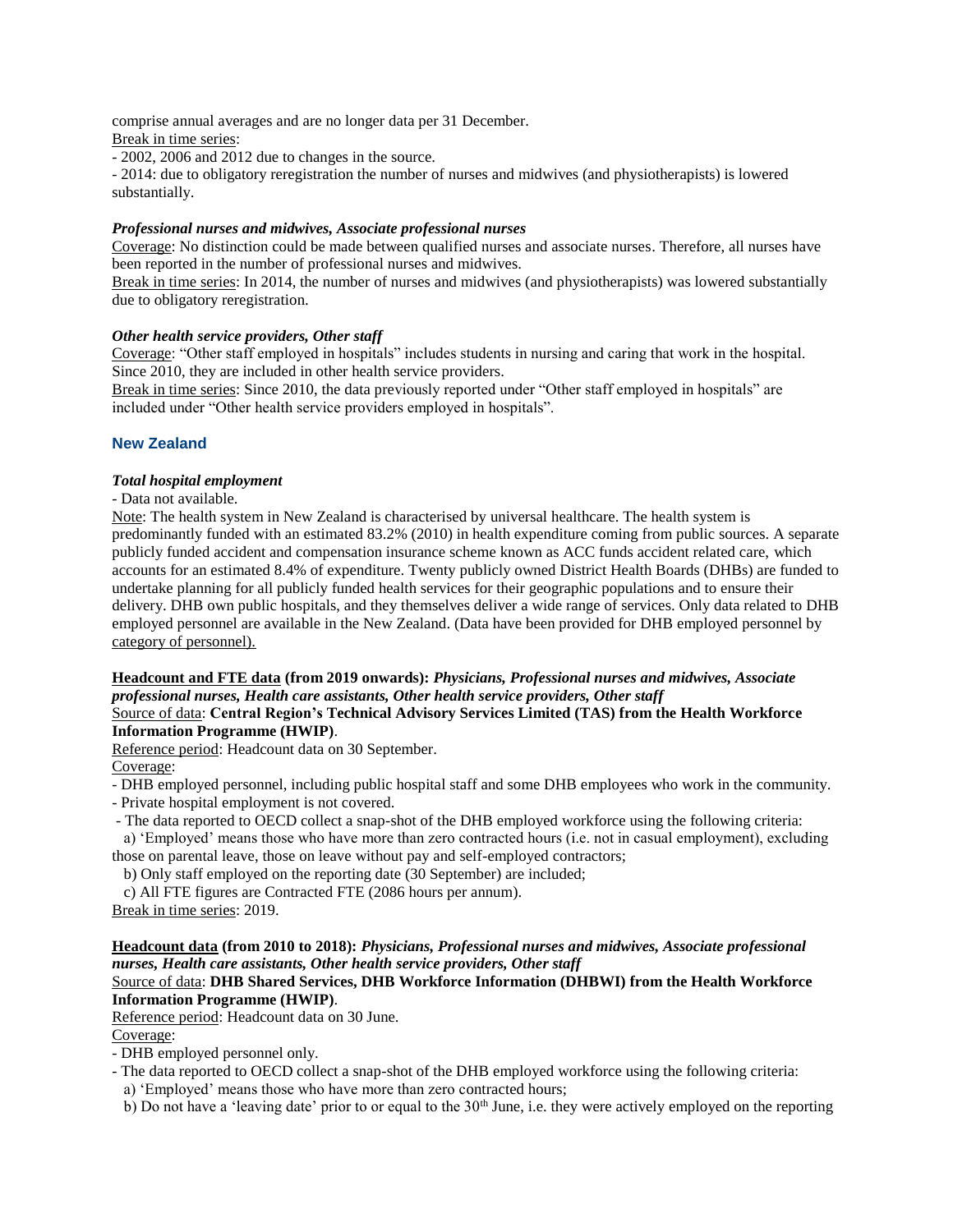comprise annual averages and are no longer data per 31 December.

Break in time series:

- 2002, 2006 and 2012 due to changes in the source.
- 2014: due to obligatory reregistration the number of nurses and midwives (and physiotherapists) is lowered substantially.

#### *Professional nurses and midwives, Associate professional nurses*

Coverage: No distinction could be made between qualified nurses and associate nurses. Therefore, all nurses have been reported in the number of professional nurses and midwives.

Break in time series: In 2014, the number of nurses and midwives (and physiotherapists) was lowered substantially due to obligatory reregistration.

#### *Other health service providers, Other staff*

Coverage: "Other staff employed in hospitals" includes students in nursing and caring that work in the hospital. Since 2010, they are included in other health service providers.

Break in time series: Since 2010, the data previously reported under "Other staff employed in hospitals" are included under "Other health service providers employed in hospitals".

### New Zealand

#### *Total hospital employment*

- Data not available.

Note: The health system in New Zealand is characterised by universal healthcare. The health system is predominantly funded with an estimated 83.2% (2010) in health expenditure coming from public sources. A separate publicly funded accident and compensation insurance scheme known as ACC funds accident related care, which accounts for an estimated 8.4% of expenditure. Twenty publicly owned District Health Boards (DHBs) are funded to undertake planning for all publicly funded health services for their geographic populations and to ensure their delivery. DHB own public hospitals, and they themselves deliver a wide range of services. Only data related to DHB employed personnel are available in the New Zealand. (Data have been provided for DHB employed personnel by category of personnel).

**Headcount and FTE data (from 2019 onwards):** ***Physicians, Professional nurses and midwives, Associate professional nurses, Health care assistants, Other health service providers, Other staff***

Source of data: **Central Region's Technical Advisory Services Limited (TAS) from the Health Workforce Information Programme (HWIP)**.

Reference period: Headcount data on 30 September.

Coverage:

- DHB employed personnel, including public hospital staff and some DHB employees who work in the community.
- Private hospital employment is not covered.
- The data reported to OECD collect a snap-shot of the DHB employed workforce using the following criteria:
  a) 'Employed' means those who have more than zero contracted hours (i.e. not in casual employment), excluding those on parental leave, those on leave without pay and self-employed contractors;
  b) Only staff employed on the reporting date (30 September) are included;
  c) All FTE figures are Contracted FTE (2086 hours per annum).

Break in time series: 2019.

**Headcount data (from 2010 to 2018):** ***Physicians, Professional nurses and midwives, Associate professional nurses, Health care assistants, Other health service providers, Other staff***

Source of data: **DHB Shared Services, DHB Workforce Information (DHBWI) from the Health Workforce Information Programme (HWIP)**.

Reference period: Headcount data on 30 June.

Coverage:

- DHB employed personnel only.
- The data reported to OECD collect a snap-shot of the DHB employed workforce using the following criteria:
  a) 'Employed' means those who have more than zero contracted hours;
  b) Do not have a 'leaving date' prior to or equal to the 30th June, i.e. they were actively employed on the reporting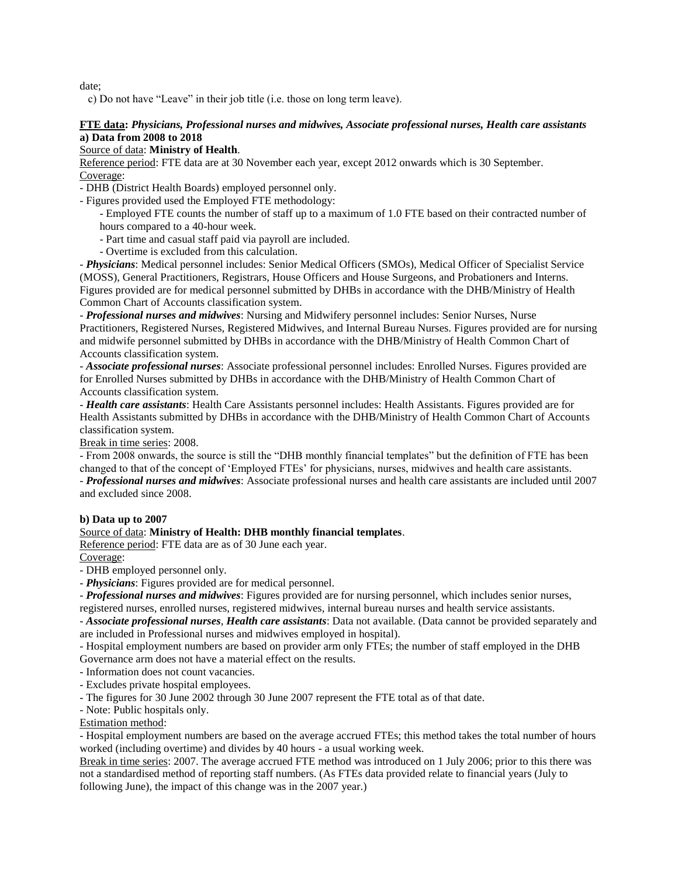date;

c) Do not have "Leave" in their job title (i.e. those on long term leave).

**<u>FTE data</u>: *Physicians, Professional nurses and midwives, Associate professional nurses, Health care assistants***

**a) Data from 2008 to 2018**

<u>Source of data</u>: **Ministry of Health**.

<u>Reference period</u>: FTE data are at 30 November each year, except 2012 onwards which is 30 September.

<u>Coverage</u>:

- DHB (District Health Boards) employed personnel only.
- Figures provided used the Employed FTE methodology:
  - Employed FTE counts the number of staff up to a maximum of 1.0 FTE based on their contracted number of hours compared to a 40-hour week.
  - Part time and casual staff paid via payroll are included.
  - Overtime is excluded from this calculation.
- ***Physicians***: Medical personnel includes: Senior Medical Officers (SMOs), Medical Officer of Specialist Service (MOSS), General Practitioners, Registrars, House Officers and House Surgeons, and Probationers and Interns. Figures provided are for medical personnel submitted by DHBs in accordance with the DHB/Ministry of Health Common Chart of Accounts classification system.
- ***Professional nurses and midwives***: Nursing and Midwifery personnel includes: Senior Nurses, Nurse Practitioners, Registered Nurses, Registered Midwives, and Internal Bureau Nurses. Figures provided are for nursing and midwife personnel submitted by DHBs in accordance with the DHB/Ministry of Health Common Chart of Accounts classification system.
- ***Associate professional nurses***: Associate professional personnel includes: Enrolled Nurses. Figures provided are for Enrolled Nurses submitted by DHBs in accordance with the DHB/Ministry of Health Common Chart of Accounts classification system.
- ***Health care assistants***: Health Care Assistants personnel includes: Health Assistants. Figures provided are for Health Assistants submitted by DHBs in accordance with the DHB/Ministry of Health Common Chart of Accounts classification system.

<u>Break in time series</u>: 2008.

- From 2008 onwards, the source is still the "DHB monthly financial templates" but the definition of FTE has been changed to that of the concept of 'Employed FTEs' for physicians, nurses, midwives and health care assistants.
- ***Professional nurses and midwives***: Associate professional nurses and health care assistants are included until 2007 and excluded since 2008.

**b) Data up to 2007**

<u>Source of data</u>: **Ministry of Health: DHB monthly financial templates**.

<u>Reference period</u>: FTE data are as of 30 June each year.

<u>Coverage</u>:

- DHB employed personnel only.
- ***Physicians***: Figures provided are for medical personnel.
- ***Professional nurses and midwives***: Figures provided are for nursing personnel, which includes senior nurses, registered nurses, enrolled nurses, registered midwives, internal bureau nurses and health service assistants.
- ***Associate professional nurses***, ***Health care assistants***: Data not available. (Data cannot be provided separately and are included in Professional nurses and midwives employed in hospital).
- Hospital employment numbers are based on provider arm only FTEs; the number of staff employed in the DHB Governance arm does not have a material effect on the results.
- Information does not count vacancies.
- Excludes private hospital employees.
- The figures for 30 June 2002 through 30 June 2007 represent the FTE total as of that date.
- Note: Public hospitals only.

<u>Estimation method</u>:

- Hospital employment numbers are based on the average accrued FTEs; this method takes the total number of hours worked (including overtime) and divides by 40 hours - a usual working week.

<u>Break in time series</u>: 2007. The average accrued FTE method was introduced on 1 July 2006; prior to this there was not a standardised method of reporting staff numbers. (As FTEs data provided relate to financial years (July to following June), the impact of this change was in the 2007 year.)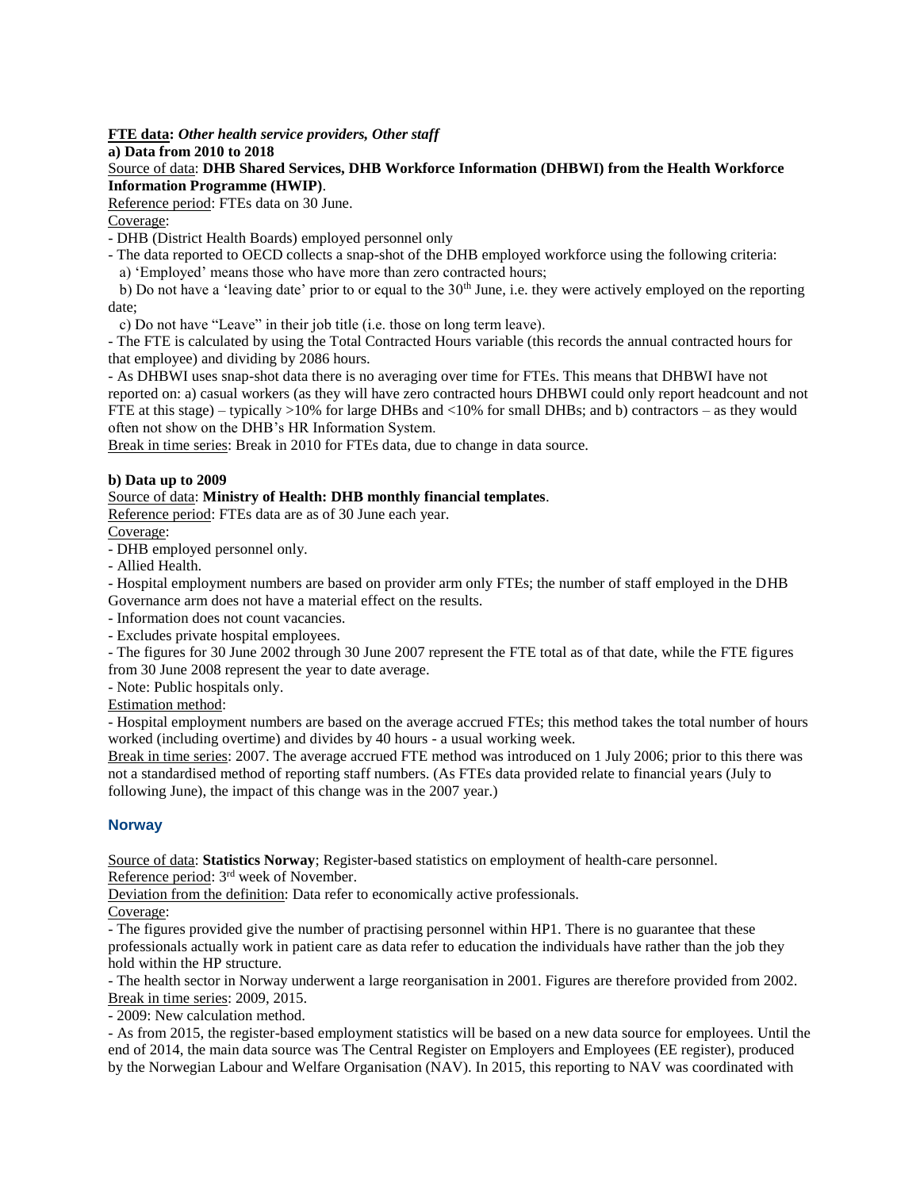**<u>FTE data</u>:** ***Other health service providers, Other staff***

**a) Data from 2010 to 2018**

<u>Source of data</u>: **DHB Shared Services, DHB Workforce Information (DHBWI) from the Health Workforce Information Programme (HWIP)**.

<u>Reference period</u>: FTEs data on 30 June.

<u>Coverage</u>:

- DHB (District Health Boards) employed personnel only
- The data reported to OECD collects a snap-shot of the DHB employed workforce using the following criteria:
  a) 'Employed' means those who have more than zero contracted hours;
  b) Do not have a 'leaving date' prior to or equal to the 30th June, i.e. they were actively employed on the reporting date;
  c) Do not have "Leave" in their job title (i.e. those on long term leave).
- The FTE is calculated by using the Total Contracted Hours variable (this records the annual contracted hours for that employee) and dividing by 2086 hours.
- As DHBWI uses snap-shot data there is no averaging over time for FTEs. This means that DHBWI have not reported on: a) casual workers (as they will have zero contracted hours DHBWI could only report headcount and not FTE at this stage) – typically >10% for large DHBs and <10% for small DHBs; and b) contractors – as they would often not show on the DHB's HR Information System.

<u>Break in time series</u>: Break in 2010 for FTEs data, due to change in data source.

**b) Data up to 2009**

<u>Source of data</u>: **Ministry of Health: DHB monthly financial templates**.

<u>Reference period</u>: FTEs data are as of 30 June each year.

<u>Coverage</u>:

- DHB employed personnel only.
- Allied Health.
- Hospital employment numbers are based on provider arm only FTEs; the number of staff employed in the DHB Governance arm does not have a material effect on the results.
- Information does not count vacancies.
- Excludes private hospital employees.
- The figures for 30 June 2002 through 30 June 2007 represent the FTE total as of that date, while the FTE figures from 30 June 2008 represent the year to date average.
- Note: Public hospitals only.

<u>Estimation method</u>:

- Hospital employment numbers are based on the average accrued FTEs; this method takes the total number of hours worked (including overtime) and divides by 40 hours - a usual working week.

<u>Break in time series</u>: 2007. The average accrued FTE method was introduced on 1 July 2006; prior to this there was not a standardised method of reporting staff numbers. (As FTEs data provided relate to financial years (July to following June), the impact of this change was in the 2007 year.)

## Norway

<u>Source of data</u>: **Statistics Norway**; Register-based statistics on employment of health-care personnel.

<u>Reference period</u>: 3rd week of November.

<u>Deviation from the definition</u>: Data refer to economically active professionals.

<u>Coverage</u>:

- The figures provided give the number of practising personnel within HP1. There is no guarantee that these professionals actually work in patient care as data refer to education the individuals have rather than the job they hold within the HP structure.
- The health sector in Norway underwent a large reorganisation in 2001. Figures are therefore provided from 2002.

<u>Break in time series</u>: 2009, 2015.

- 2009: New calculation method.
- As from 2015, the register-based employment statistics will be based on a new data source for employees. Until the end of 2014, the main data source was The Central Register on Employers and Employees (EE register), produced by the Norwegian Labour and Welfare Organisation (NAV). In 2015, this reporting to NAV was coordinated with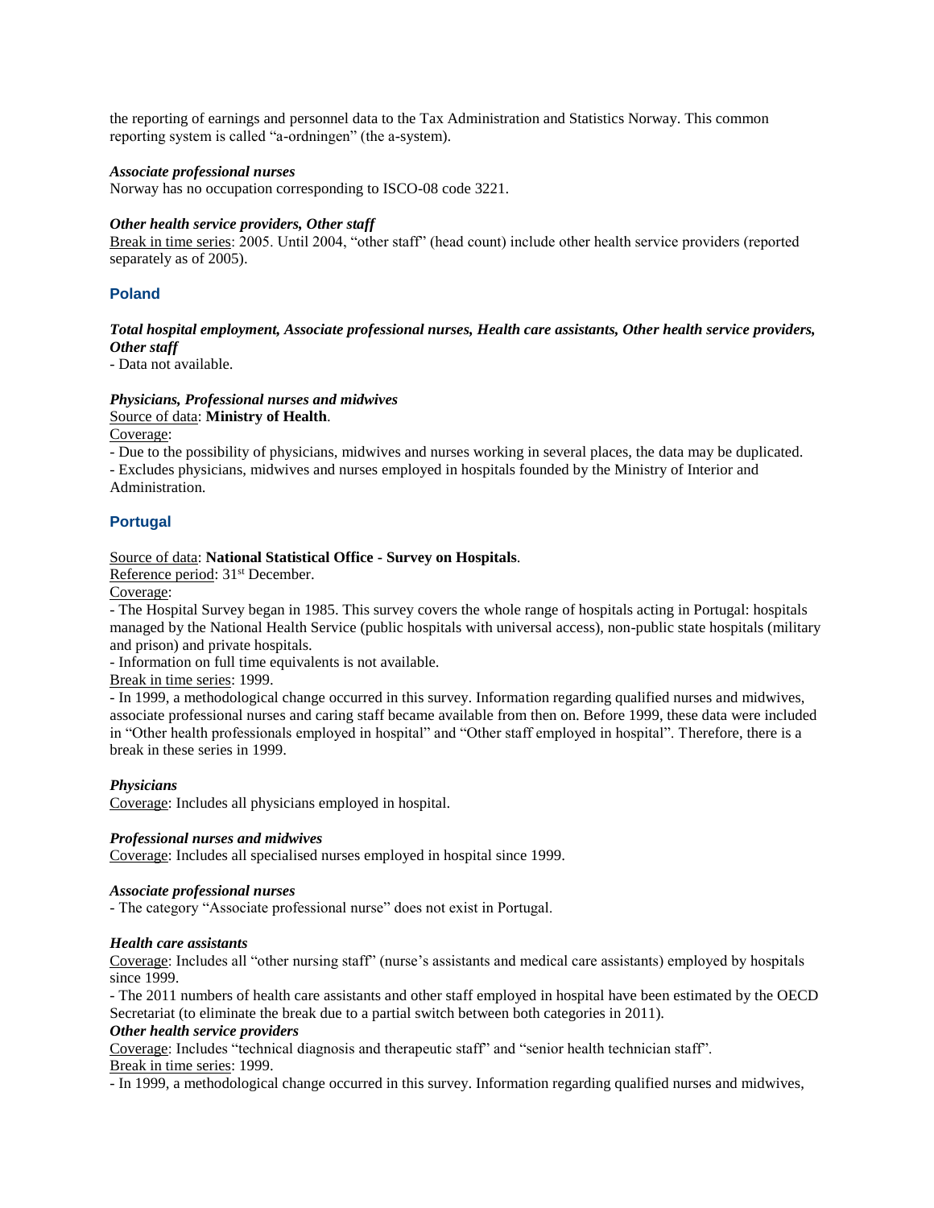the reporting of earnings and personnel data to the Tax Administration and Statistics Norway. This common reporting system is called "a-ordningen" (the a-system).

***Associate professional nurses***

Norway has no occupation corresponding to ISCO-08 code 3221.

***Other health service providers, Other staff***

Break in time series: 2005. Until 2004, "other staff" (head count) include other health service providers (reported separately as of 2005).

## Poland

***Total hospital employment, Associate professional nurses, Health care assistants, Other health service providers, Other staff***

- Data not available.

***Physicians, Professional nurses and midwives***

Source of data: **Ministry of Health**.

Coverage:

- Due to the possibility of physicians, midwives and nurses working in several places, the data may be duplicated.
- Excludes physicians, midwives and nurses employed in hospitals founded by the Ministry of Interior and Administration.

## Portugal

Source of data: **National Statistical Office - Survey on Hospitals**.

Reference period: 31st December.

Coverage:

- The Hospital Survey began in 1985. This survey covers the whole range of hospitals acting in Portugal: hospitals managed by the National Health Service (public hospitals with universal access), non-public state hospitals (military and prison) and private hospitals.
- Information on full time equivalents is not available.

Break in time series: 1999.

- In 1999, a methodological change occurred in this survey. Information regarding qualified nurses and midwives, associate professional nurses and caring staff became available from then on. Before 1999, these data were included in "Other health professionals employed in hospital" and "Other staff employed in hospital". Therefore, there is a break in these series in 1999.

***Physicians***

Coverage: Includes all physicians employed in hospital.

***Professional nurses and midwives***

Coverage: Includes all specialised nurses employed in hospital since 1999.

***Associate professional nurses***

- The category "Associate professional nurse" does not exist in Portugal.

***Health care assistants***

Coverage: Includes all "other nursing staff" (nurse's assistants and medical care assistants) employed by hospitals since 1999.

- The 2011 numbers of health care assistants and other staff employed in hospital have been estimated by the OECD Secretariat (to eliminate the break due to a partial switch between both categories in 2011).

***Other health service providers***

Coverage: Includes "technical diagnosis and therapeutic staff" and "senior health technician staff".

Break in time series: 1999.

- In 1999, a methodological change occurred in this survey. Information regarding qualified nurses and midwives,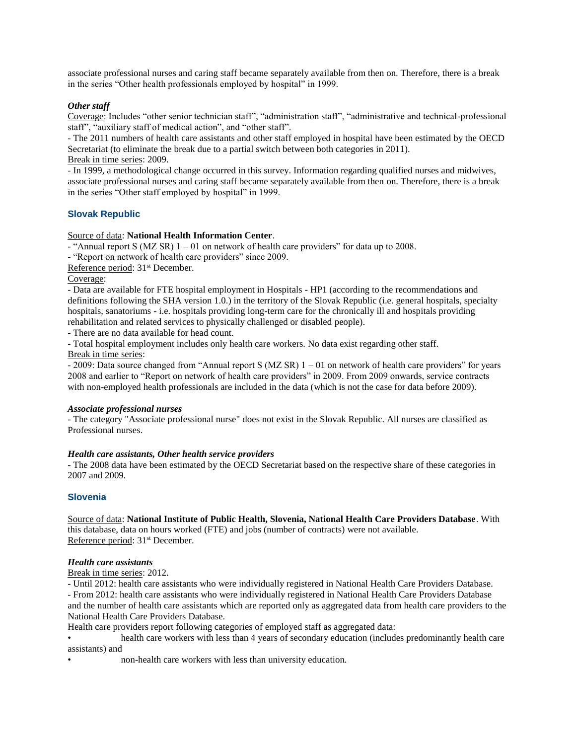associate professional nurses and caring staff became separately available from then on. Therefore, there is a break in the series "Other health professionals employed by hospital" in 1999.

***Other staff***

Coverage: Includes "other senior technician staff", "administration staff", "administrative and technical-professional staff", "auxiliary staff of medical action", and "other staff".

- The 2011 numbers of health care assistants and other staff employed in hospital have been estimated by the OECD Secretariat (to eliminate the break due to a partial switch between both categories in 2011).

Break in time series: 2009.

- In 1999, a methodological change occurred in this survey. Information regarding qualified nurses and midwives, associate professional nurses and caring staff became separately available from then on. Therefore, there is a break in the series "Other staff employed by hospital" in 1999.

## Slovak Republic

Source of data: **National Health Information Center**.

- "Annual report S (MZ SR) 1 – 01 on network of health care providers" for data up to 2008.
- "Report on network of health care providers" since 2009.

Reference period: 31st December.

Coverage:

- Data are available for FTE hospital employment in Hospitals - HP1 (according to the recommendations and definitions following the SHA version 1.0.) in the territory of the Slovak Republic (i.e. general hospitals, specialty hospitals, sanatoriums - i.e. hospitals providing long-term care for the chronically ill and hospitals providing rehabilitation and related services to physically challenged or disabled people).
- There are no data available for head count.
- Total hospital employment includes only health care workers. No data exist regarding other staff.

Break in time series:

- 2009: Data source changed from "Annual report S (MZ SR) 1 – 01 on network of health care providers" for years 2008 and earlier to "Report on network of health care providers" in 2009. From 2009 onwards, service contracts with non-employed health professionals are included in the data (which is not the case for data before 2009).

***Associate professional nurses***

- The category "Associate professional nurse" does not exist in the Slovak Republic. All nurses are classified as Professional nurses.

***Health care assistants, Other health service providers***

- The 2008 data have been estimated by the OECD Secretariat based on the respective share of these categories in 2007 and 2009.

## Slovenia

Source of data: **National Institute of Public Health, Slovenia, National Health Care Providers Database**. With this database, data on hours worked (FTE) and jobs (number of contracts) were not available.

Reference period: 31st December.

***Health care assistants***

Break in time series: 2012.

- Until 2012: health care assistants who were individually registered in National Health Care Providers Database.
- From 2012: health care assistants who were individually registered in National Health Care Providers Database and the number of health care assistants which are reported only as aggregated data from health care providers to the National Health Care Providers Database.

Health care providers report following categories of employed staff as aggregated data:

- health care workers with less than 4 years of secondary education (includes predominantly health care assistants) and
- non-health care workers with less than university education.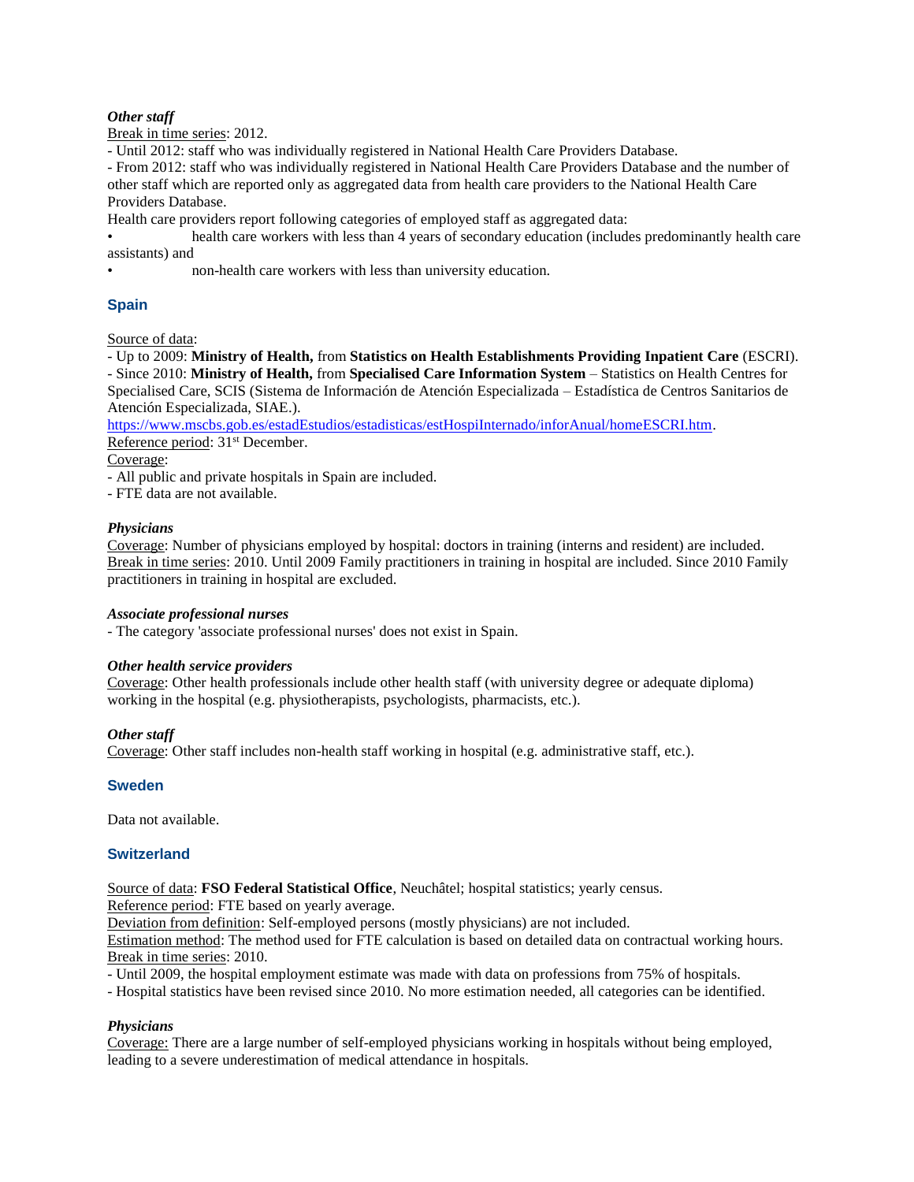***Other staff***

Break in time series: 2012.

- Until 2012: staff who was individually registered in National Health Care Providers Database.
- From 2012: staff who was individually registered in National Health Care Providers Database and the number of other staff which are reported only as aggregated data from health care providers to the National Health Care Providers Database.

Health care providers report following categories of employed staff as aggregated data:

- health care workers with less than 4 years of secondary education (includes predominantly health care assistants) and
- non-health care workers with less than university education.

### Spain

Source of data:

- Up to 2009: **Ministry of Health,** from **Statistics on Health Establishments Providing Inpatient Care** (ESCRI).
- Since 2010: **Ministry of Health,** from **Specialised Care Information System** – Statistics on Health Centres for Specialised Care, SCIS (Sistema de Información de Atención Especializada – Estadística de Centros Sanitarios de Atención Especializada, SIAE.).

https://www.mscbs.gob.es/estadEstudios/estadisticas/estHospiInternado/inforAnual/homeESCRI.htm.

Reference period: 31st December.

Coverage:

- All public and private hospitals in Spain are included.
- FTE data are not available.

***Physicians***

Coverage: Number of physicians employed by hospital: doctors in training (interns and resident) are included.

Break in time series: 2010. Until 2009 Family practitioners in training in hospital are included. Since 2010 Family practitioners in training in hospital are excluded.

***Associate professional nurses***

- The category 'associate professional nurses' does not exist in Spain.

***Other health service providers***

Coverage: Other health professionals include other health staff (with university degree or adequate diploma) working in the hospital (e.g. physiotherapists, psychologists, pharmacists, etc.).

***Other staff***

Coverage: Other staff includes non-health staff working in hospital (e.g. administrative staff, etc.).

### Sweden

Data not available.

### Switzerland

Source of data: **FSO Federal Statistical Office**, Neuchâtel; hospital statistics; yearly census.

Reference period: FTE based on yearly average.

Deviation from definition: Self-employed persons (mostly physicians) are not included.

Estimation method: The method used for FTE calculation is based on detailed data on contractual working hours.

Break in time series: 2010.

- Until 2009, the hospital employment estimate was made with data on professions from 75% of hospitals.
- Hospital statistics have been revised since 2010. No more estimation needed, all categories can be identified.

***Physicians***

Coverage: There are a large number of self-employed physicians working in hospitals without being employed, leading to a severe underestimation of medical attendance in hospitals.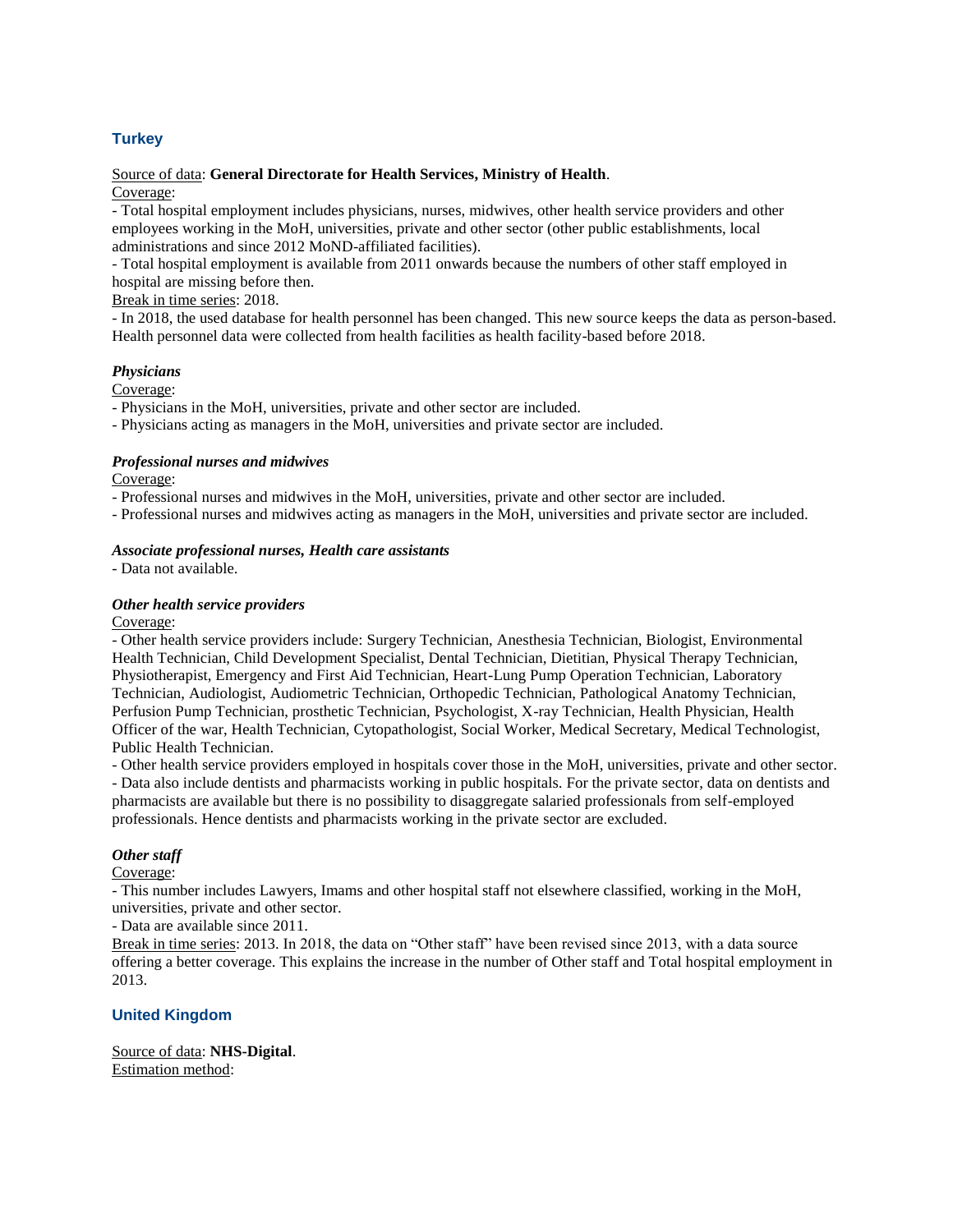## Turkey

Source of data: **General Directorate for Health Services, Ministry of Health**.

Coverage:

- Total hospital employment includes physicians, nurses, midwives, other health service providers and other employees working in the MoH, universities, private and other sector (other public establishments, local administrations and since 2012 MoND-affiliated facilities).
- Total hospital employment is available from 2011 onwards because the numbers of other staff employed in hospital are missing before then.

Break in time series: 2018.

- In 2018, the used database for health personnel has been changed. This new source keeps the data as person-based. Health personnel data were collected from health facilities as health facility-based before 2018.

### *Physicians*

Coverage:

- Physicians in the MoH, universities, private and other sector are included.
- Physicians acting as managers in the MoH, universities and private sector are included.

### *Professional nurses and midwives*

Coverage:

- Professional nurses and midwives in the MoH, universities, private and other sector are included.
- Professional nurses and midwives acting as managers in the MoH, universities and private sector are included.

### *Associate professional nurses, Health care assistants*

- Data not available.

### *Other health service providers*

Coverage:

- Other health service providers include: Surgery Technician, Anesthesia Technician, Biologist, Environmental Health Technician, Child Development Specialist, Dental Technician, Dietitian, Physical Therapy Technician, Physiotherapist, Emergency and First Aid Technician, Heart-Lung Pump Operation Technician, Laboratory Technician, Audiologist, Audiometric Technician, Orthopedic Technician, Pathological Anatomy Technician, Perfusion Pump Technician, prosthetic Technician, Psychologist, X-ray Technician, Health Physician, Health Officer of the war, Health Technician, Cytopathologist, Social Worker, Medical Secretary, Medical Technologist, Public Health Technician.
- Other health service providers employed in hospitals cover those in the MoH, universities, private and other sector.
- Data also include dentists and pharmacists working in public hospitals. For the private sector, data on dentists and pharmacists are available but there is no possibility to disaggregate salaried professionals from self-employed professionals. Hence dentists and pharmacists working in the private sector are excluded.

### *Other staff*

Coverage:

- This number includes Lawyers, Imams and other hospital staff not elsewhere classified, working in the MoH, universities, private and other sector.
- Data are available since 2011.

Break in time series: 2013. In 2018, the data on "Other staff" have been revised since 2013, with a data source offering a better coverage. This explains the increase in the number of Other staff and Total hospital employment in 2013.

## United Kingdom

Source of data: **NHS-Digital**.

Estimation method: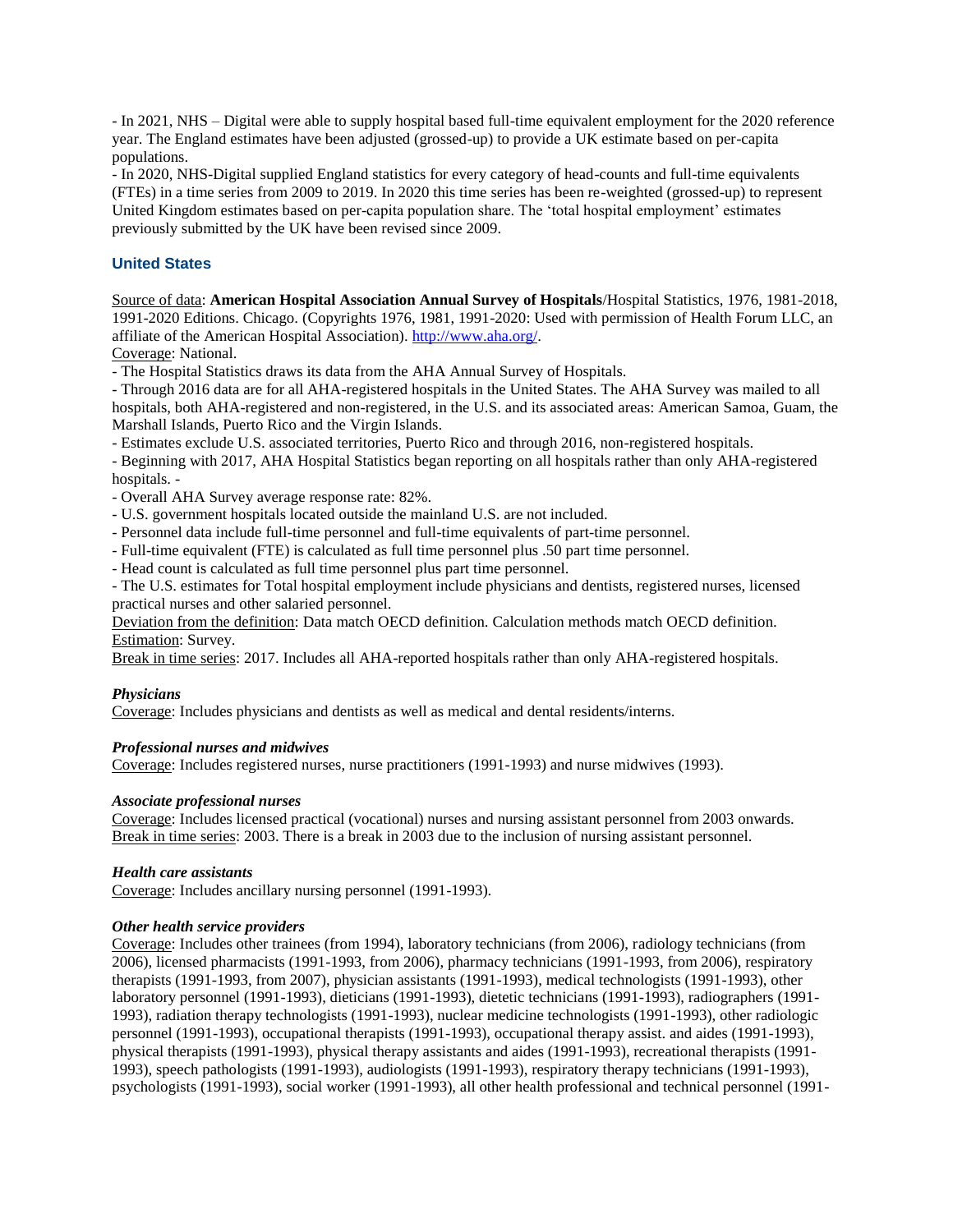- In 2021, NHS – Digital were able to supply hospital based full-time equivalent employment for the 2020 reference year. The England estimates have been adjusted (grossed-up) to provide a UK estimate based on per-capita populations.
- In 2020, NHS-Digital supplied England statistics for every category of head-counts and full-time equivalents (FTEs) in a time series from 2009 to 2019. In 2020 this time series has been re-weighted (grossed-up) to represent United Kingdom estimates based on per-capita population share. The 'total hospital employment' estimates previously submitted by the UK have been revised since 2009.

### United States

Source of data: **American Hospital Association Annual Survey of Hospitals**/Hospital Statistics, 1976, 1981-2018, 1991-2020 Editions. Chicago. (Copyrights 1976, 1981, 1991-2020: Used with permission of Health Forum LLC, an affiliate of the American Hospital Association). http://www.aha.org/.
Coverage: National.
- The Hospital Statistics draws its data from the AHA Annual Survey of Hospitals.
- Through 2016 data are for all AHA-registered hospitals in the United States. The AHA Survey was mailed to all hospitals, both AHA-registered and non-registered, in the U.S. and its associated areas: American Samoa, Guam, the Marshall Islands, Puerto Rico and the Virgin Islands.
- Estimates exclude U.S. associated territories, Puerto Rico and through 2016, non-registered hospitals.
- Beginning with 2017, AHA Hospital Statistics began reporting on all hospitals rather than only AHA-registered hospitals. -
- Overall AHA Survey average response rate: 82%.
- U.S. government hospitals located outside the mainland U.S. are not included.
- Personnel data include full-time personnel and full-time equivalents of part-time personnel.
- Full-time equivalent (FTE) is calculated as full time personnel plus .50 part time personnel.
- Head count is calculated as full time personnel plus part time personnel.
- The U.S. estimates for Total hospital employment include physicians and dentists, registered nurses, licensed practical nurses and other salaried personnel.

Deviation from the definition: Data match OECD definition. Calculation methods match OECD definition.
Estimation: Survey.
Break in time series: 2017. Includes all AHA-reported hospitals rather than only AHA-registered hospitals.

#### *Physicians*

Coverage: Includes physicians and dentists as well as medical and dental residents/interns.

#### *Professional nurses and midwives*

Coverage: Includes registered nurses, nurse practitioners (1991-1993) and nurse midwives (1993).

#### *Associate professional nurses*

Coverage: Includes licensed practical (vocational) nurses and nursing assistant personnel from 2003 onwards.
Break in time series: 2003. There is a break in 2003 due to the inclusion of nursing assistant personnel.

#### *Health care assistants*

Coverage: Includes ancillary nursing personnel (1991-1993).

#### *Other health service providers*

Coverage: Includes other trainees (from 1994), laboratory technicians (from 2006), radiology technicians (from 2006), licensed pharmacists (1991-1993, from 2006), pharmacy technicians (1991-1993, from 2006), respiratory therapists (1991-1993, from 2007), physician assistants (1991-1993), medical technologists (1991-1993), other laboratory personnel (1991-1993), dieticians (1991-1993), dietetic technicians (1991-1993), radiographers (1991-1993), radiation therapy technologists (1991-1993), nuclear medicine technologists (1991-1993), other radiologic personnel (1991-1993), occupational therapists (1991-1993), occupational therapy assist. and aides (1991-1993), physical therapists (1991-1993), physical therapy assistants and aides (1991-1993), recreational therapists (1991-1993), speech pathologists (1991-1993), audiologists (1991-1993), respiratory therapy technicians (1991-1993), psychologists (1991-1993), social worker (1991-1993), all other health professional and technical personnel (1991-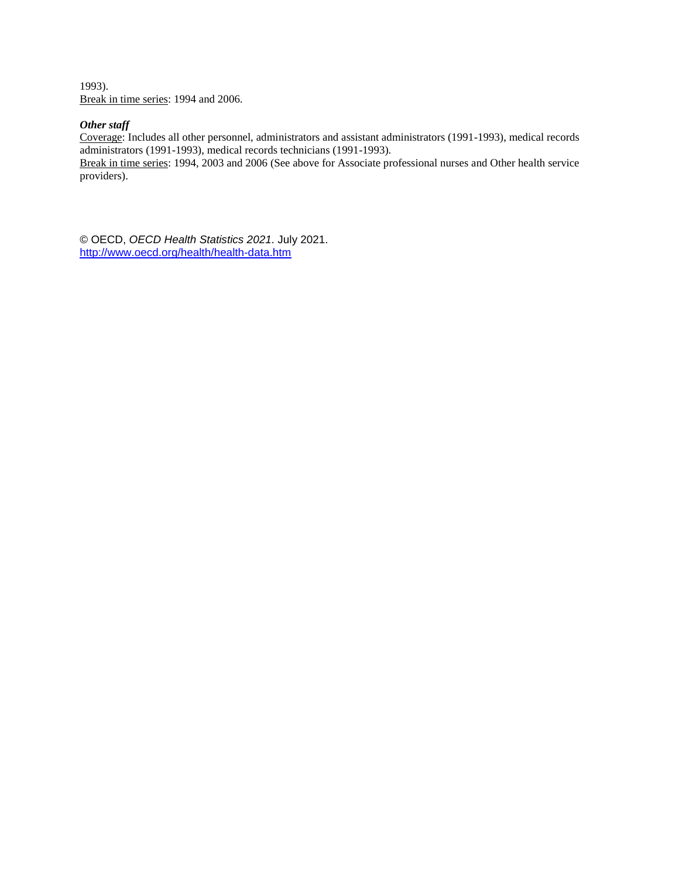1993).
Break in time series: 1994 and 2006.

***Other staff***
Coverage: Includes all other personnel, administrators and assistant administrators (1991-1993), medical records administrators (1991-1993), medical records technicians (1991-1993).
Break in time series: 1994, 2003 and 2006 (See above for Associate professional nurses and Other health service providers).

© OECD, *OECD Health Statistics 2021*. July 2021.
http://www.oecd.org/health/health-data.htm